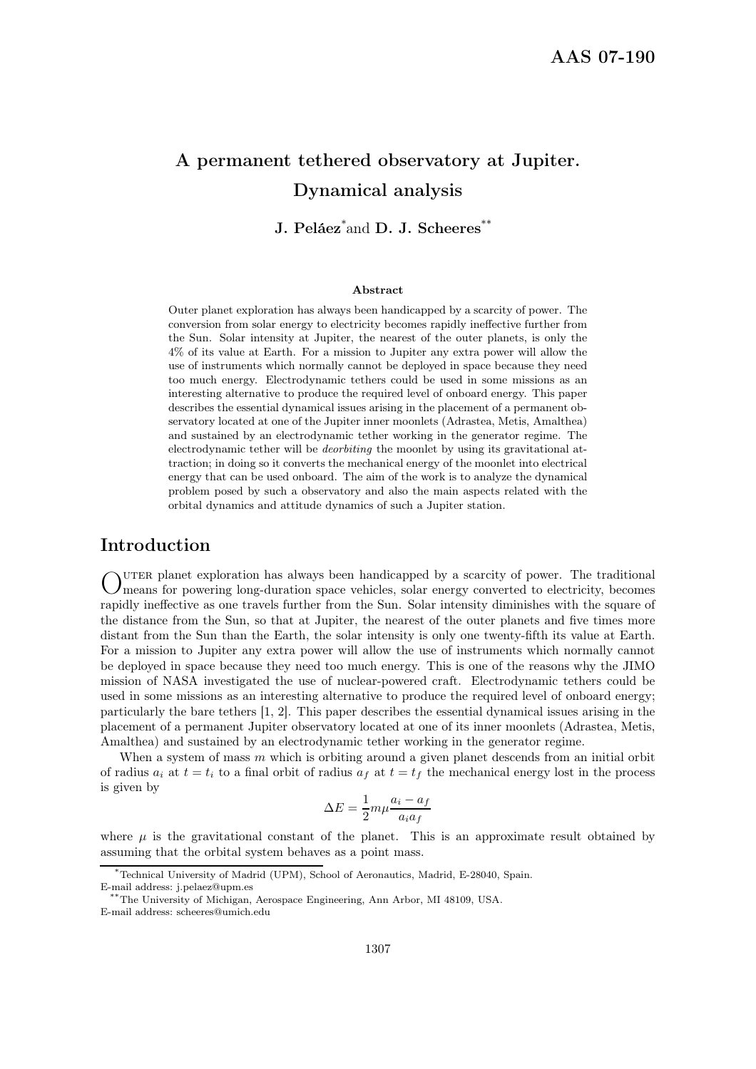AAS 07-190

# A permanent tethered observatory at Jupiter. Dynamical analysis

**J. Peláez**[*] and **D. J. Scheeres**[**]

### Abstract

Outer planet exploration has always been handicapped by a scarcity of power. The conversion from solar energy to electricity becomes rapidly ineffective further from the Sun. Solar intensity at Jupiter, the nearest of the outer planets, is only the 4% of its value at Earth. For a mission to Jupiter any extra power will allow the use of instruments which normally cannot be deployed in space because they need too much energy. Electrodynamic tethers could be used in some missions as an interesting alternative to produce the required level of onboard energy. This paper describes the essential dynamical issues arising in the placement of a permanent observatory located at one of the Jupiter inner moonlets (Adrastea, Metis, Amalthea) and sustained by an electrodynamic tether working in the generator regime. The electrodynamic tether will be *deorbiting* the moonlet by using its gravitational attraction; in doing so it converts the mechanical energy of the moonlet into electrical energy that can be used onboard. The aim of the work is to analyze the dynamical problem posed by such a observatory and also the main aspects related with the orbital dynamics and attitude dynamics of such a Jupiter station.

## Introduction

Outer planet exploration has always been handicapped by a scarcity of power. The traditional means for powering long-duration space vehicles, solar energy converted to electricity, becomes rapidly ineffective as one travels further from the Sun. Solar intensity diminishes with the square of the distance from the Sun, so that at Jupiter, the nearest of the outer planets and five times more distant from the Sun than the Earth, the solar intensity is only one twenty-fifth its value at Earth. For a mission to Jupiter any extra power will allow the use of instruments which normally cannot be deployed in space because they need too much energy. This is one of the reasons why the JIMO mission of NASA investigated the use of nuclear-powered craft. Electrodynamic tethers could be used in some missions as an interesting alternative to produce the required level of onboard energy; particularly the bare tethers [1, 2]. This paper describes the essential dynamical issues arising in the placement of a permanent Jupiter observatory located at one of its inner moonlets (Adrastea, Metis, Amalthea) and sustained by an electrodynamic tether working in the generator regime.

When a system of mass $m$ which is orbiting around a given planet descends from an initial orbit of radius $a_i$ at $t = t_i$ to a final orbit of radius $a_f$ at $t = t_f$ the mechanical energy lost in the process is given by

$$\Delta E = \frac{1}{2} m \mu \frac{a_i - a_f}{a_i a_f}$$

where $\mu$ is the gravitational constant of the planet. This is an approximate result obtained by assuming that the orbital system behaves as a point mass.

---

[*] Technical University of Madrid (UPM), School of Aeronautics, Madrid, E-28040, Spain.
E-mail address: j.pelaez@upm.es

[**] The University of Michigan, Aerospace Engineering, Ann Arbor, MI 48109, USA.
E-mail address: scheeres@umich.edu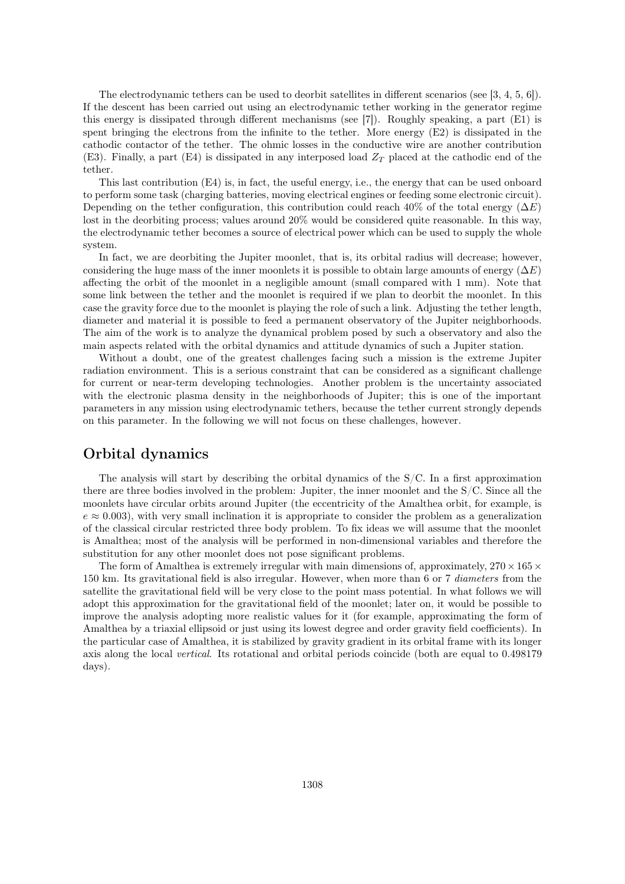The electrodynamic tethers can be used to deorbit satellites in different scenarios (see [3, 4, 5, 6]). If the descent has been carried out using an electrodynamic tether working in the generator regime this energy is dissipated through different mechanisms (see [7]). Roughly speaking, a part (E1) is spent bringing the electrons from the infinite to the tether. More energy (E2) is dissipated in the cathodic contactor of the tether. The ohmic losses in the conductive wire are another contribution (E3). Finally, a part (E4) is dissipated in any interposed load $Z_T$ placed at the cathodic end of the tether.

This last contribution (E4) is, in fact, the useful energy, i.e., the energy that can be used onboard to perform some task (charging batteries, moving electrical engines or feeding some electronic circuit). Depending on the tether configuration, this contribution could reach 40% of the total energy ($\Delta E$) lost in the deorbiting process; values around 20% would be considered quite reasonable. In this way, the electrodynamic tether becomes a source of electrical power which can be used to supply the whole system.

In fact, we are deorbiting the Jupiter moonlet, that is, its orbital radius will decrease; however, considering the huge mass of the inner moonlets it is possible to obtain large amounts of energy ($\Delta E$) affecting the orbit of the moonlet in a negligible amount (small compared with 1 mm). Note that some link between the tether and the moonlet is required if we plan to deorbit the moonlet. In this case the gravity force due to the moonlet is playing the role of such a link. Adjusting the tether length, diameter and material it is possible to feed a permanent observatory of the Jupiter neighborhoods. The aim of the work is to analyze the dynamical problem posed by such a observatory and also the main aspects related with the orbital dynamics and attitude dynamics of such a Jupiter station.

Without a doubt, one of the greatest challenges facing such a mission is the extreme Jupiter radiation environment. This is a serious constraint that can be considered as a significant challenge for current or near-term developing technologies. Another problem is the uncertainty associated with the electronic plasma density in the neighborhoods of Jupiter; this is one of the important parameters in any mission using electrodynamic tethers, because the tether current strongly depends on this parameter. In the following we will not focus on these challenges, however.

## Orbital dynamics

The analysis will start by describing the orbital dynamics of the S/C. In a first approximation there are three bodies involved in the problem: Jupiter, the inner moonlet and the S/C. Since all the moonlets have circular orbits around Jupiter (the eccentricity of the Amalthea orbit, for example, is $e \approx 0.003$), with very small inclination it is appropriate to consider the problem as a generalization of the classical circular restricted three body problem. To fix ideas we will assume that the moonlet is Amalthea; most of the analysis will be performed in non-dimensional variables and therefore the substitution for any other moonlet does not pose significant problems.

The form of Amalthea is extremely irregular with main dimensions of, approximately, $270 \times 165 \times 150$ km. Its gravitational field is also irregular. However, when more than 6 or 7 *diameters* from the satellite the gravitational field will be very close to the point mass potential. In what follows we will adopt this approximation for the gravitational field of the moonlet; later on, it would be possible to improve the analysis adopting more realistic values for it (for example, approximating the form of Amalthea by a triaxial ellipsoid or just using its lowest degree and order gravity field coefficients). In the particular case of Amalthea, it is stabilized by gravity gradient in its orbital frame with its longer axis along the local *vertical*. Its rotational and orbital periods coincide (both are equal to 0.498179 days).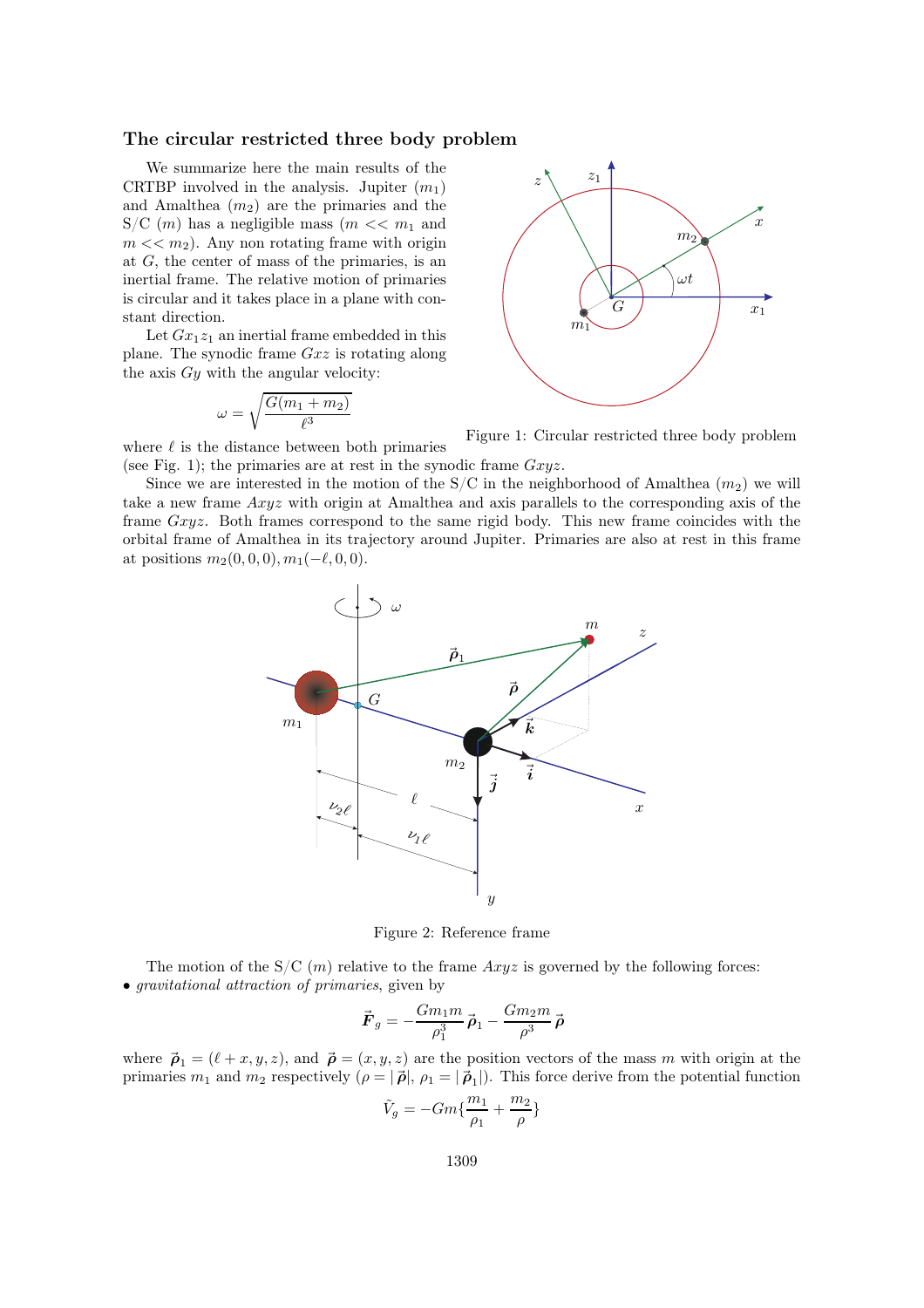### The circular restricted three body problem

We summarize here the main results of the CRTBP involved in the analysis. Jupiter ($m_1$) and Amalthea ($m_2$) are the primaries and the S/C ($m$) has a negligible mass ($m << m_1$ and $m << m_2$). Any non rotating frame with origin at $G$, the center of mass of the primaries, is an inertial frame. The relative motion of primaries is circular and it takes place in a plane with constant direction.

Let $Gx_1z_1$ an inertial frame embedded in this plane. The synodic frame $Gxz$ is rotating along the axis $Gy$ with the angular velocity:

$$\omega = \sqrt{\frac{G(m_1+m_2)}{\ell^3}}$$

where $\ell$ is the distance between both primaries (see Fig. 1); the primaries are at rest in the synodic frame $Gxyz$.

Figure 1: Circular restricted three body problem

Since we are interested in the motion of the S/C in the neighborhood of Amalthea ($m_2$) we will take a new frame $Axyz$ with origin at Amalthea and axis parallels to the corresponding axis of the frame $Gxyz$. Both frames correspond to the same rigid body. This new frame coincides with the orbital frame of Amalthea in its trajectory around Jupiter. Primaries are also at rest in this frame at positions $m_2(0,0,0), m_1(-\ell,0,0)$.

Figure 2: Reference frame

The motion of the S/C ($m$) relative to the frame $Axyz$ is governed by the following forces:

- *gravitational attraction of primaries*, given by

$$\vec{\boldsymbol{F}}_g = -\frac{Gm_1m}{\rho_1^3}\,\vec{\boldsymbol{\rho}}_1 - \frac{Gm_2m}{\rho^3}\,\vec{\boldsymbol{\rho}}$$

where $\vec{\boldsymbol{\rho}}_1 = (\ell + x, y, z)$, and $\vec{\boldsymbol{\rho}} = (x, y, z)$ are the position vectors of the mass $m$ with origin at the primaries $m_1$ and $m_2$ respectively ($\rho = |\vec{\boldsymbol{\rho}}|$, $\rho_1 = |\vec{\boldsymbol{\rho}}_1|$). This force derive from the potential function

$$\tilde{V}_g = -Gm\{\frac{m_1}{\rho_1} + \frac{m_2}{\rho}\}$$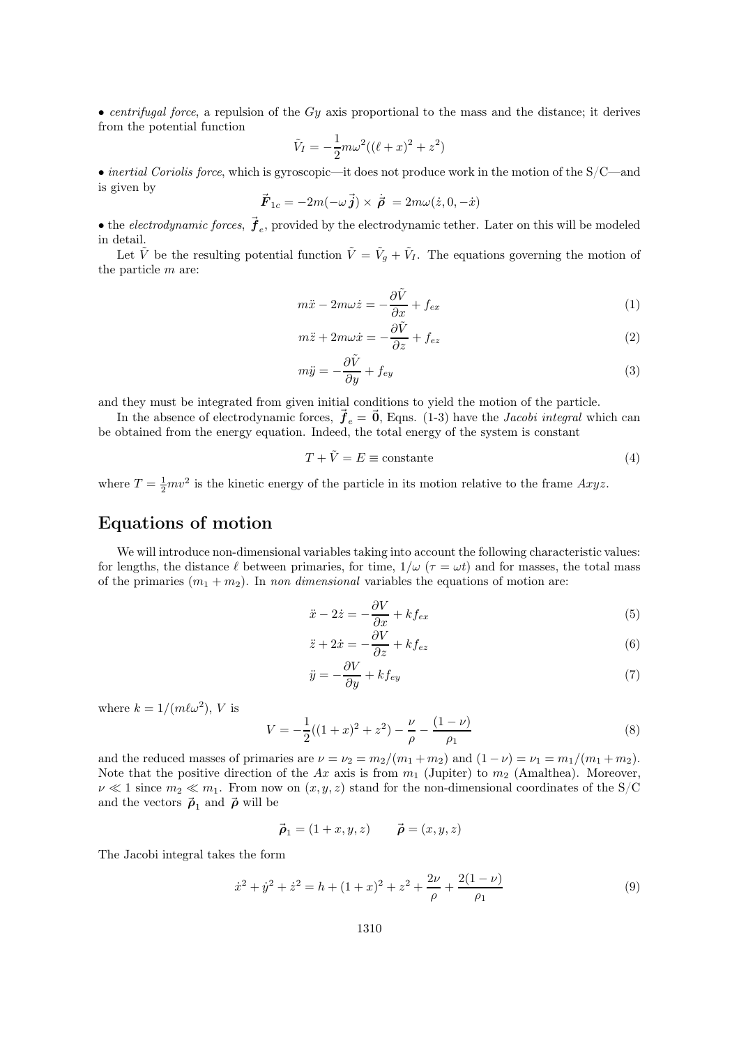• *centrifugal force*, a repulsion of the $Gy$ axis proportional to the mass and the distance; it derives from the potential function

$$\tilde{V}_I = -\frac{1}{2}m\omega^2((\ell + x)^2 + z^2)$$

• *inertial Coriolis force*, which is gyroscopic—it does not produce work in the motion of the S/C—and is given by

$$\vec{\boldsymbol{F}}_{1c} = -2m(-\omega\,\vec{\boldsymbol{j}}) \times \dot{\vec{\boldsymbol{\rho}}} = 2m\omega(\dot{z}, 0, -\dot{x})$$

• the *electrodynamic forces*, $\vec{\boldsymbol{f}}_e$, provided by the electrodynamic tether. Later on this will be modeled in detail.

Let $\tilde{V}$ be the resulting potential function $\tilde{V} = \tilde{V}_g + \tilde{V}_I$. The equations governing the motion of the particle $m$ are:

$$m\ddot{x} - 2m\omega\dot{z} = -\frac{\partial \tilde{V}}{\partial x} + f_{ex} \tag{1}$$

$$m\ddot{z} + 2m\omega\dot{x} = -\frac{\partial \tilde{V}}{\partial z} + f_{ez} \tag{2}$$

$$m\ddot{y} = -\frac{\partial \tilde{V}}{\partial y} + f_{ey} \tag{3}$$

and they must be integrated from given initial conditions to yield the motion of the particle.

In the absence of electrodynamic forces, $\vec{\boldsymbol{f}}_e = \vec{\boldsymbol{0}}$, Eqns. (1-3) have the *Jacobi integral* which can be obtained from the energy equation. Indeed, the total energy of the system is constant

$$T + \tilde{V} = E \equiv \text{constante} \tag{4}$$

where $T = \frac{1}{2}mv^2$ is the kinetic energy of the particle in its motion relative to the frame $Axyz$.

## Equations of motion

We will introduce non-dimensional variables taking into account the following characteristic values: for lengths, the distance $\ell$ between primaries, for time, $1/\omega$ ($\tau = \omega t$) and for masses, the total mass of the primaries ($m_1 + m_2$). In *non dimensional* variables the equations of motion are:

$$\ddot{x} - 2\dot{z} = -\frac{\partial V}{\partial x} + k f_{ex} \tag{5}$$

$$\ddot{z} + 2\dot{x} = -\frac{\partial V}{\partial z} + k f_{ez} \tag{6}$$

$$\ddot{y} = -\frac{\partial V}{\partial y} + k f_{ey} \tag{7}$$

where $k = 1/(m\ell\omega^2)$, $V$ is

$$V = -\frac{1}{2}((1+x)^2 + z^2) - \frac{\nu}{\rho} - \frac{(1-\nu)}{\rho_1} \tag{8}$$

and the reduced masses of primaries are $\nu = \nu_2 = m_2/(m_1 + m_2)$ and $(1 - \nu) = \nu_1 = m_1/(m_1 + m_2)$. Note that the positive direction of the $Ax$ axis is from $m_1$ (Jupiter) to $m_2$ (Amalthea). Moreover, $\nu \ll 1$ since $m_2 \ll m_1$. From now on $(x, y, z)$ stand for the non-dimensional coordinates of the S/C and the vectors $\vec{\boldsymbol{\rho}}_1$ and $\vec{\boldsymbol{\rho}}$ will be

$$\vec{\boldsymbol{\rho}}_1 = (1 + x, y, z) \qquad \vec{\boldsymbol{\rho}} = (x, y, z)$$

The Jacobi integral takes the form

$$\dot{x}^2 + \dot{y}^2 + \dot{z}^2 = h + (1+x)^2 + z^2 + \frac{2\nu}{\rho} + \frac{2(1-\nu)}{\rho_1} \tag{9}$$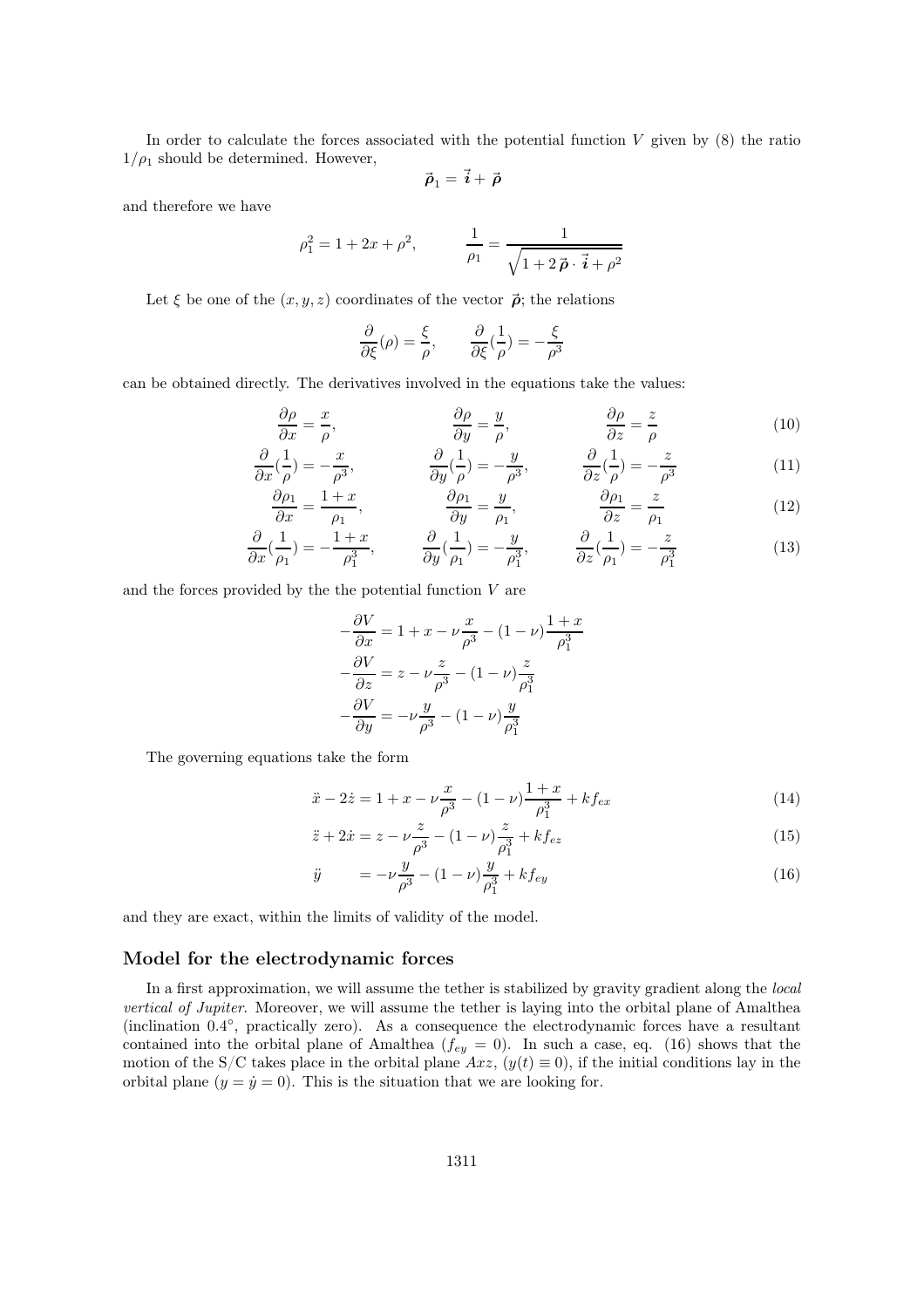In order to calculate the forces associated with the potential function $V$ given by (8) the ratio $1/\rho_1$ should be determined. However,

$$\vec{\boldsymbol{\rho}}_1 = \vec{\boldsymbol{i}} + \vec{\boldsymbol{\rho}}$$

and therefore we have

$$\rho_1^2 = 1 + 2x + \rho^2, \qquad \frac{1}{\rho_1} = \frac{1}{\sqrt{1 + 2\,\vec{\boldsymbol{\rho}}\cdot\vec{\boldsymbol{i}} + \rho^2}}$$

Let $\xi$ be one of the $(x, y, z)$ coordinates of the vector $\vec{\boldsymbol{\rho}}$; the relations

$$\frac{\partial}{\partial \xi}(\rho) = \frac{\xi}{\rho}, \qquad \frac{\partial}{\partial \xi}(\frac{1}{\rho}) = -\frac{\xi}{\rho^3}$$

can be obtained directly. The derivatives involved in the equations take the values:

$$\frac{\partial \rho}{\partial x} = \frac{x}{\rho}, \qquad \frac{\partial \rho}{\partial y} = \frac{y}{\rho}, \qquad \frac{\partial \rho}{\partial z} = \frac{z}{\rho} \tag{10}$$

$$\frac{\partial}{\partial x}(\frac{1}{\rho}) = -\frac{x}{\rho^3}, \qquad \frac{\partial}{\partial y}(\frac{1}{\rho}) = -\frac{y}{\rho^3}, \qquad \frac{\partial}{\partial z}(\frac{1}{\rho}) = -\frac{z}{\rho^3} \tag{11}$$

$$\frac{\partial \rho_1}{\partial x} = \frac{1+x}{\rho_1}, \qquad \frac{\partial \rho_1}{\partial y} = \frac{y}{\rho_1}, \qquad \frac{\partial \rho_1}{\partial z} = \frac{z}{\rho_1} \tag{12}$$

$$\frac{\partial}{\partial x}(\frac{1}{\rho_1}) = -\frac{1+x}{\rho_1^3}, \qquad \frac{\partial}{\partial y}(\frac{1}{\rho_1}) = -\frac{y}{\rho_1^3}, \qquad \frac{\partial}{\partial z}(\frac{1}{\rho_1}) = -\frac{z}{\rho_1^3} \tag{13}$$

and the forces provided by the the potential function $V$ are

$$-\frac{\partial V}{\partial x} = 1 + x - \nu\frac{x}{\rho^3} - (1-\nu)\frac{1+x}{\rho_1^3}$$

$$-\frac{\partial V}{\partial z} = z - \nu\frac{z}{\rho^3} - (1-\nu)\frac{z}{\rho_1^3}$$

$$-\frac{\partial V}{\partial y} = -\nu\frac{y}{\rho^3} - (1-\nu)\frac{y}{\rho_1^3}$$

The governing equations take the form

$$\ddot{x} - 2\dot{z} = 1 + x - \nu\frac{x}{\rho^3} - (1-\nu)\frac{1+x}{\rho_1^3} + kf_{ex} \tag{14}$$

$$\ddot{z} + 2\dot{x} = z - \nu\frac{z}{\rho^3} - (1-\nu)\frac{z}{\rho_1^3} + kf_{ez} \tag{15}$$

$$\ddot{y} \qquad = -\nu\frac{y}{\rho^3} - (1-\nu)\frac{y}{\rho_1^3} + kf_{ey} \tag{16}$$

and they are exact, within the limits of validity of the model.

## Model for the electrodynamic forces

In a first approximation, we will assume the tether is stabilized by gravity gradient along the *local vertical of Jupiter*. Moreover, we will assume the tether is laying into the orbital plane of Amalthea (inclination $0.4^\circ$, practically zero). As a consequence the electrodynamic forces have a resultant contained into the orbital plane of Amalthea ($f_{ey} = 0$). In such a case, eq. (16) shows that the motion of the S/C takes place in the orbital plane $Axz$, ($y(t) \equiv 0$), if the initial conditions lay in the orbital plane ($y = \dot{y} = 0$). This is the situation that we are looking for.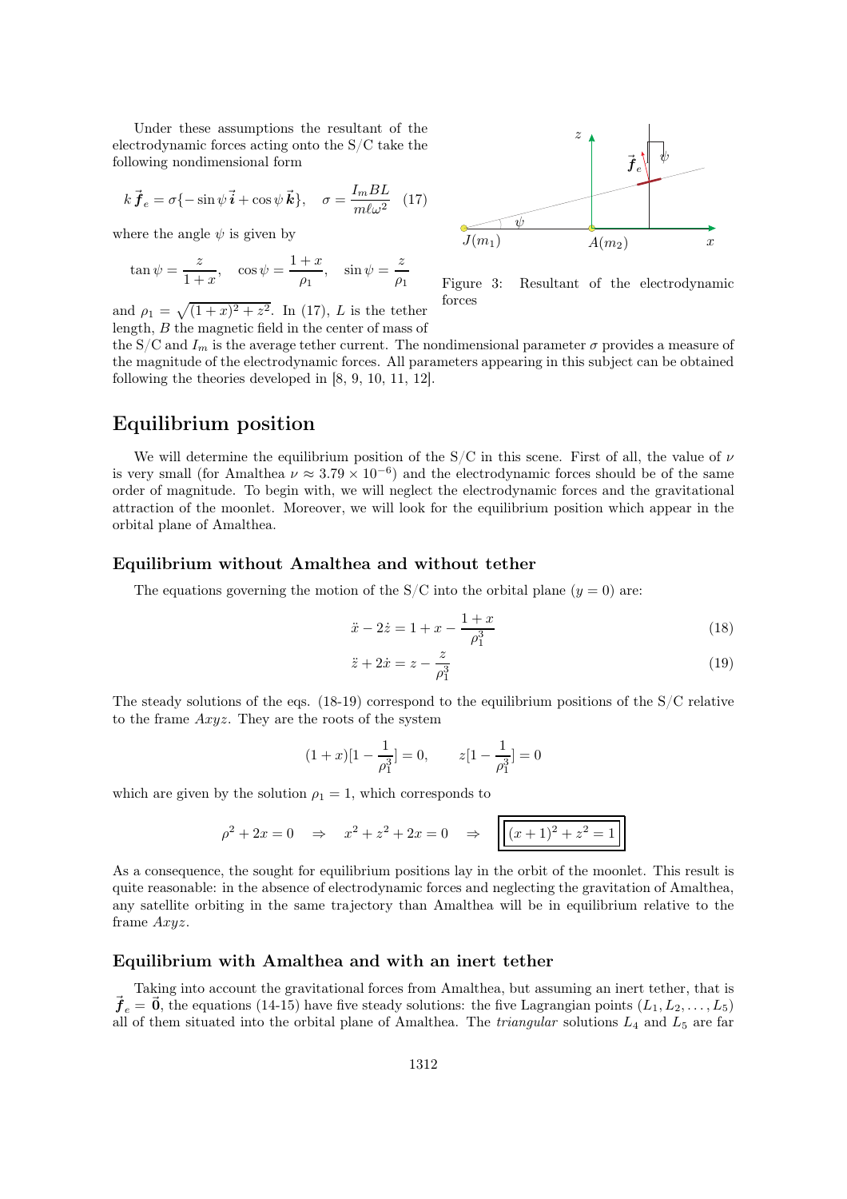Under these assumptions the resultant of the electrodynamic forces acting onto the S/C take the following nondimensional form

$$k\,\vec{\boldsymbol{f}}_e = \sigma\{-\sin\psi\,\vec{\boldsymbol{i}} + \cos\psi\,\vec{\boldsymbol{k}}\}, \quad \sigma = \frac{I_m B L}{m\ell\omega^2} \quad (17)$$

where the angle $\psi$ is given by

$$\tan\psi = \frac{z}{1+x}, \quad \cos\psi = \frac{1+x}{\rho_1}, \quad \sin\psi = \frac{z}{\rho_1}$$

and $\rho_1 = \sqrt{(1+x)^2 + z^2}$. In (17), $L$ is the tether length, $B$ the magnetic field in the center of mass of the S/C and $I_m$ is the average tether current. The nondimensional parameter $\sigma$ provides a measure of the magnitude of the electrodynamic forces. All parameters appearing in this subject can be obtained following the theories developed in [8, 9, 10, 11, 12].

Figure 3: Resultant of the electrodynamic forces

# Equilibrium position

We will determine the equilibrium position of the S/C in this scene. First of all, the value of $\nu$ is very small (for Amalthea $\nu \approx 3.79 \times 10^{-6}$) and the electrodynamic forces should be of the same order of magnitude. To begin with, we will neglect the electrodynamic forces and the gravitational attraction of the moonlet. Moreover, we will look for the equilibrium position which appear in the orbital plane of Amalthea.

## Equilibrium without Amalthea and without tether

The equations governing the motion of the S/C into the orbital plane ($y = 0$) are:

$$\ddot{x} - 2\dot{z} = 1 + x - \frac{1+x}{\rho_1^3} \quad (18)$$

$$\ddot{z} + 2\dot{x} = z - \frac{z}{\rho_1^3} \quad (19)$$

The steady solutions of the eqs. (18-19) correspond to the equilibrium positions of the S/C relative to the frame $Axyz$. They are the roots of the system

$$(1+x)[1 - \frac{1}{\rho_1^3}] = 0, \qquad z[1 - \frac{1}{\rho_1^3}] = 0$$

which are given by the solution $\rho_1 = 1$, which corresponds to

$$\rho^2 + 2x = 0 \quad \Rightarrow \quad x^2 + z^2 + 2x = 0 \quad \Rightarrow \quad \boxed{(x+1)^2 + z^2 = 1}$$

As a consequence, the sought for equilibrium positions lay in the orbit of the moonlet. This result is quite reasonable: in the absence of electrodynamic forces and neglecting the gravitation of Amalthea, any satellite orbiting in the same trajectory than Amalthea will be in equilibrium relative to the frame $Axyz$.

## Equilibrium with Amalthea and with an inert tether

Taking into account the gravitational forces from Amalthea, but assuming an inert tether, that is $\vec{\boldsymbol{f}}_e = \vec{\boldsymbol{0}}$, the equations (14-15) have five steady solutions: the five Lagrangian points ($L_1, L_2, \ldots, L_5$) all of them situated into the orbital plane of Amalthea. The *triangular* solutions $L_4$ and $L_5$ are far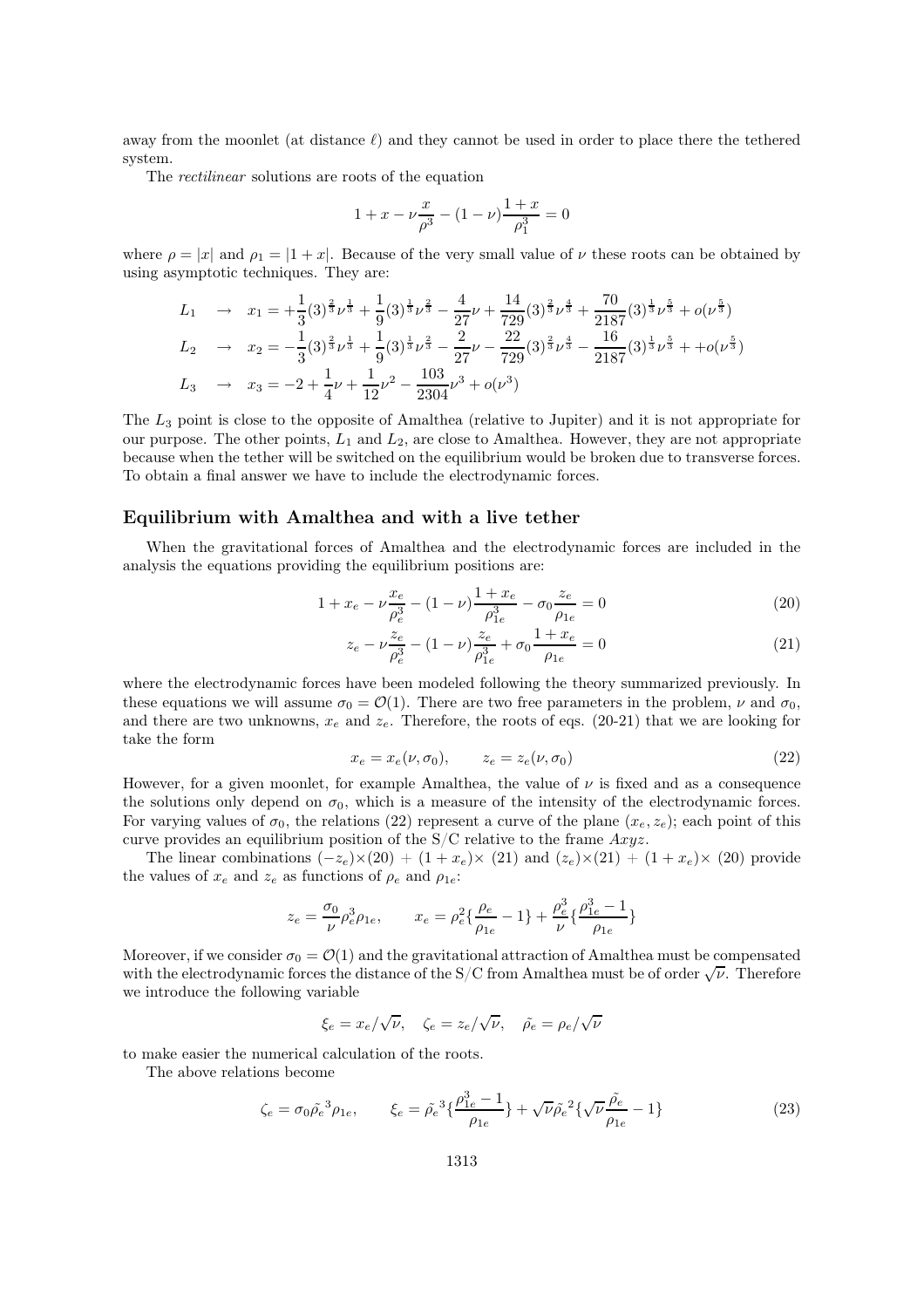away from the moonlet (at distance $\ell$) and they cannot be used in order to place there the tethered system.

The *rectilinear* solutions are roots of the equation

$$1 + x - \nu \frac{x}{\rho^3} - (1-\nu)\frac{1+x}{\rho_1^3} = 0$$

where $\rho = |x|$ and $\rho_1 = |1+x|$. Because of the very small value of $\nu$ these roots can be obtained by using asymptotic techniques. They are:

$$
\begin{aligned}
L_1 \quad &\rightarrow \quad x_1 = +\frac{1}{3}(3)^{\frac{2}{3}}\nu^{\frac{1}{3}} + \frac{1}{9}(3)^{\frac{1}{3}}\nu^{\frac{2}{3}} - \frac{4}{27}\nu + \frac{14}{729}(3)^{\frac{2}{3}}\nu^{\frac{4}{3}} + \frac{70}{2187}(3)^{\frac{1}{3}}\nu^{\frac{5}{3}} + o(\nu^{\frac{5}{3}}) \\
L_2 \quad &\rightarrow \quad x_2 = -\frac{1}{3}(3)^{\frac{2}{3}}\nu^{\frac{1}{3}} + \frac{1}{9}(3)^{\frac{1}{3}}\nu^{\frac{2}{3}} - \frac{2}{27}\nu - \frac{22}{729}(3)^{\frac{2}{3}}\nu^{\frac{4}{3}} - \frac{16}{2187}(3)^{\frac{1}{3}}\nu^{\frac{5}{3}} + +o(\nu^{\frac{5}{3}}) \\
L_3 \quad &\rightarrow \quad x_3 = -2 + \frac{1}{4}\nu + \frac{1}{12}\nu^2 - \frac{103}{2304}\nu^3 + o(\nu^3)
\end{aligned}
$$

The $L_3$ point is close to the opposite of Amalthea (relative to Jupiter) and it is not appropriate for our purpose. The other points, $L_1$ and $L_2$, are close to Amalthea. However, they are not appropriate because when the tether will be switched on the equilibrium would be broken due to transverse forces. To obtain a final answer we have to include the electrodynamic forces.

## Equilibrium with Amalthea and with a live tether

When the gravitational forces of Amalthea and the electrodynamic forces are included in the analysis the equations providing the equilibrium positions are:

$$1 + x_e - \nu \frac{x_e}{\rho_e^3} - (1-\nu)\frac{1+x_e}{\rho_{1e}^3} - \sigma_0 \frac{z_e}{\rho_{1e}} = 0 \tag{20}$$

$$z_e - \nu \frac{z_e}{\rho_e^3} - (1-\nu)\frac{z_e}{\rho_{1e}^3} + \sigma_0 \frac{1+x_e}{\rho_{1e}} = 0 \tag{21}$$

where the electrodynamic forces have been modeled following the theory summarized previously. In these equations we will assume $\sigma_0 = \mathcal{O}(1)$. There are two free parameters in the problem, $\nu$ and $\sigma_0$, and there are two unknowns, $x_e$ and $z_e$. Therefore, the roots of eqs. (20-21) that we are looking for take the form

$$x_e = x_e(\nu, \sigma_0), \qquad z_e = z_e(\nu, \sigma_0) \tag{22}$$

However, for a given moonlet, for example Amalthea, the value of $\nu$ is fixed and as a consequence the solutions only depend on $\sigma_0$, which is a measure of the intensity of the electrodynamic forces. For varying values of $\sigma_0$, the relations (22) represent a curve of the plane $(x_e, z_e)$; each point of this curve provides an equilibrium position of the S/C relative to the frame $Axyz$.

The linear combinations $(-z_e)\times(20) + (1+x_e)\times$ (21) and $(z_e)\times(21) + (1+x_e)\times$ (20) provide the values of $x_e$ and $z_e$ as functions of $\rho_e$ and $\rho_{1e}$:

$$z_e = \frac{\sigma_0}{\nu}\rho_e^3\rho_{1e}, \qquad x_e = \rho_e^2\{\frac{\rho_e}{\rho_{1e}} - 1\} + \frac{\rho_e^3}{\nu}\{\frac{\rho_{1e}^3 - 1}{\rho_{1e}}\}$$

Moreover, if we consider $\sigma_0 = \mathcal{O}(1)$ and the gravitational attraction of Amalthea must be compensated with the electrodynamic forces the distance of the S/C from Amalthea must be of order $\sqrt{\nu}$. Therefore we introduce the following variable

$$\xi_e = x_e/\sqrt{\nu}, \quad \zeta_e = z_e/\sqrt{\nu}, \quad \tilde{\rho}_e = \rho_e/\sqrt{\nu}$$

to make easier the numerical calculation of the roots.

The above relations become

$$\zeta_e = \sigma_0 \tilde{\rho}_e^{\,3}\rho_{1e}, \qquad \xi_e = \tilde{\rho}_e^{\,3}\{\frac{\rho_{1e}^3 - 1}{\rho_{1e}}\} + \sqrt{\nu}\tilde{\rho}_e^{\,2}\{\sqrt{\nu}\frac{\tilde{\rho}_e}{\rho_{1e}} - 1\} \tag{23}$$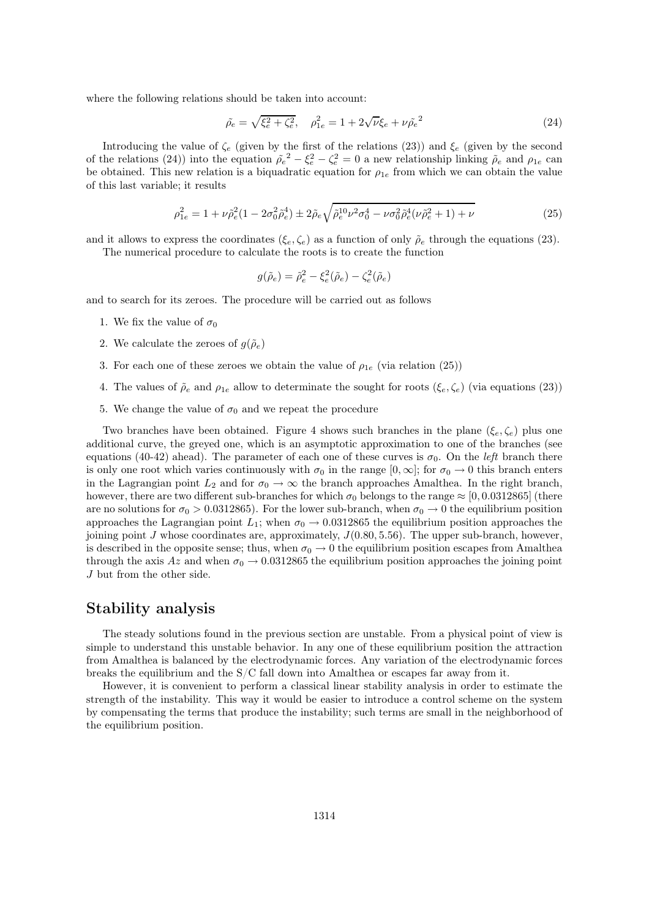where the following relations should be taken into account:

$$\tilde{\rho}_e = \sqrt{\xi_e^2 + \zeta_e^2}, \quad \rho_{1e}^2 = 1 + 2\sqrt{\nu}\xi_e + \nu\tilde{\rho}_e^{\,2} \tag{24}$$

Introducing the value of $\zeta_e$ (given by the first of the relations (23)) and $\xi_e$ (given by the second of the relations (24)) into the equation $\tilde{\rho}_e^{\,2} - \xi_e^2 - \zeta_e^2 = 0$ a new relationship linking $\tilde{\rho}_e$ and $\rho_{1e}$ can be obtained. This new relation is a biquadratic equation for $\rho_{1e}$ from which we can obtain the value of this last variable; it results

$$\rho_{1e}^2 = 1 + \nu\tilde{\rho}_e^2(1 - 2\sigma_0^2\tilde{\rho}_e^4) \pm 2\tilde{\rho}_e\sqrt{\tilde{\rho}_e^{10}\nu^2\sigma_0^4 - \nu\sigma_0^2\tilde{\rho}_e^4(\nu\tilde{\rho}_e^2 + 1) + \nu} \tag{25}$$

and it allows to express the coordinates $(\xi_e, \zeta_e)$ as a function of only $\tilde{\rho}_e$ through the equations (23).

The numerical procedure to calculate the roots is to create the function

$$g(\tilde{\rho}_e) = \tilde{\rho}_e^2 - \xi_e^2(\tilde{\rho}_e) - \zeta_e^2(\tilde{\rho}_e)$$

and to search for its zeroes. The procedure will be carried out as follows

1. We fix the value of $\sigma_0$
2. We calculate the zeroes of $g(\tilde{\rho}_e)$
3. For each one of these zeroes we obtain the value of $\rho_{1e}$ (via relation (25))
4. The values of $\tilde{\rho}_e$ and $\rho_{1e}$ allow to determinate the sought for roots $(\xi_e, \zeta_e)$ (via equations (23))
5. We change the value of $\sigma_0$ and we repeat the procedure

Two branches have been obtained. Figure 4 shows such branches in the plane $(\xi_e, \zeta_e)$ plus one additional curve, the greyed one, which is an asymptotic approximation to one of the branches (see equations (40-42) ahead). The parameter of each one of these curves is $\sigma_0$. On the *left* branch there is only one root which varies continuously with $\sigma_0$ in the range $[0, \infty]$; for $\sigma_0 \to 0$ this branch enters in the Lagrangian point $L_2$ and for $\sigma_0 \to \infty$ the branch approaches Amalthea. In the right branch, however, there are two different sub-branches for which $\sigma_0$ belongs to the range $\approx [0, 0.0312865]$ (there are no solutions for $\sigma_0 > 0.0312865$). For the lower sub-branch, when $\sigma_0 \to 0$ the equilibrium position approaches the Lagrangian point $L_1$; when $\sigma_0 \to 0.0312865$ the equilibrium position approaches the joining point $J$ whose coordinates are, approximately, $J(0.80, 5.56)$. The upper sub-branch, however, is described in the opposite sense; thus, when $\sigma_0 \to 0$ the equilibrium position escapes from Amalthea through the axis $Az$ and when $\sigma_0 \to 0.0312865$ the equilibrium position approaches the joining point $J$ but from the other side.

## Stability analysis

The steady solutions found in the previous section are unstable. From a physical point of view is simple to understand this unstable behavior. In any one of these equilibrium position the attraction from Amalthea is balanced by the electrodynamic forces. Any variation of the electrodynamic forces breaks the equilibrium and the S/C fall down into Amalthea or escapes far away from it.

However, it is convenient to perform a classical linear stability analysis in order to estimate the strength of the instability. This way it would be easier to introduce a control scheme on the system by compensating the terms that produce the instability; such terms are small in the neighborhood of the equilibrium position.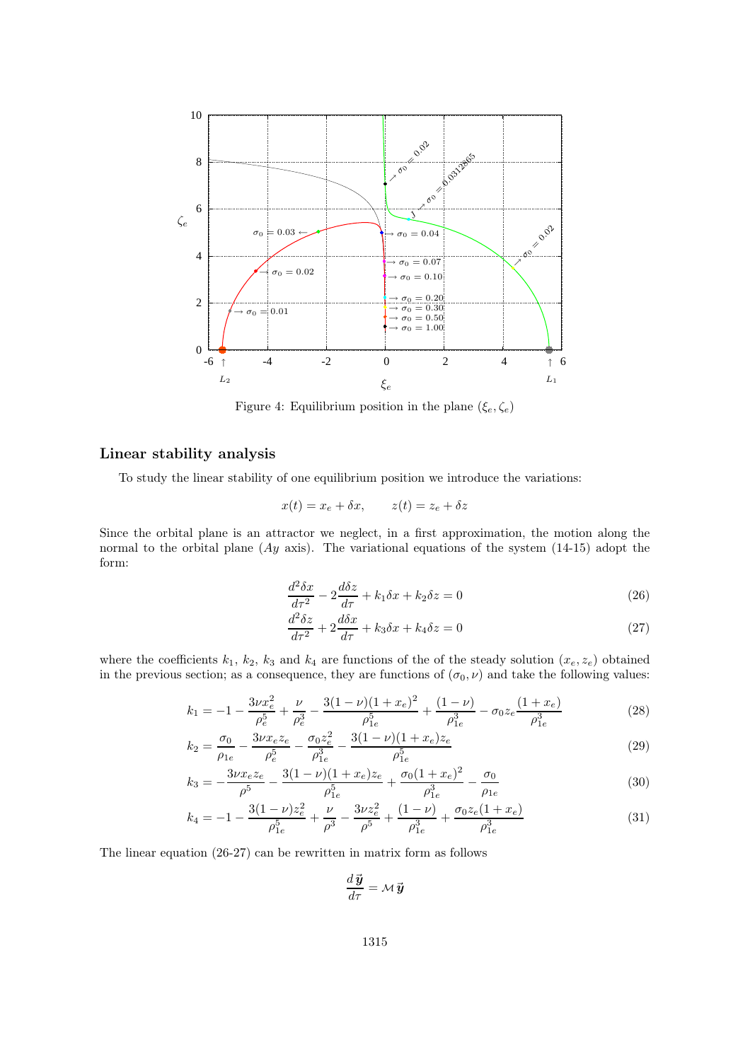Figure 4: Equilibrium position in the plane $(\xi_e, \zeta_e)$

## Linear stability analysis

To study the linear stability of one equilibrium position we introduce the variations:

$$x(t) = x_e + \delta x, \qquad z(t) = z_e + \delta z$$

Since the orbital plane is an attractor we neglect, in a first approximation, the motion along the normal to the orbital plane ($Ay$ axis). The variational equations of the system (14-15) adopt the form:

$$\frac{d^2\delta x}{d\tau^2} - 2\frac{d\delta z}{d\tau} + k_1\delta x + k_2\delta z = 0 \tag{26}$$

$$\frac{d^2\delta z}{d\tau^2} + 2\frac{d\delta x}{d\tau} + k_3\delta x + k_4\delta z = 0 \tag{27}$$

where the coefficients $k_1$, $k_2$, $k_3$ and $k_4$ are functions of the of the steady solution $(x_e, z_e)$ obtained in the previous section; as a consequence, they are functions of $(\sigma_0, \nu)$ and take the following values:

$$k_1 = -1 - \frac{3\nu x_e^2}{\rho_e^5} + \frac{\nu}{\rho_e^3} - \frac{3(1-\nu)(1+x_e)^2}{\rho_{1e}^5} + \frac{(1-\nu)}{\rho_{1e}^3} - \sigma_0 z_e\frac{(1+x_e)}{\rho_{1e}^3} \tag{28}$$

$$k_2 = \frac{\sigma_0}{\rho_{1e}} - \frac{3\nu x_e z_e}{\rho_e^5} - \frac{\sigma_0 z_e^2}{\rho_{1e}^3} - \frac{3(1-\nu)(1+x_e)z_e}{\rho_{1e}^5} \tag{29}$$

$$k_3 = -\frac{3\nu x_e z_e}{\rho^5} - \frac{3(1-\nu)(1+x_e)z_e}{\rho_{1e}^5} + \frac{\sigma_0(1+x_e)^2}{\rho_{1e}^3} - \frac{\sigma_0}{\rho_{1e}} \tag{30}$$

$$k_4 = -1 - \frac{3(1-\nu)z_e^2}{\rho_{1e}^5} + \frac{\nu}{\rho^3} - \frac{3\nu z_e^2}{\rho^5} + \frac{(1-\nu)}{\rho_{1e}^3} + \frac{\sigma_0 z_e(1+x_e)}{\rho_{1e}^3} \tag{31}$$

The linear equation (26-27) can be rewritten in matrix form as follows

$$\frac{d\,\vec{\boldsymbol{y}}}{d\tau} = \mathcal{M}\,\vec{\boldsymbol{y}}$$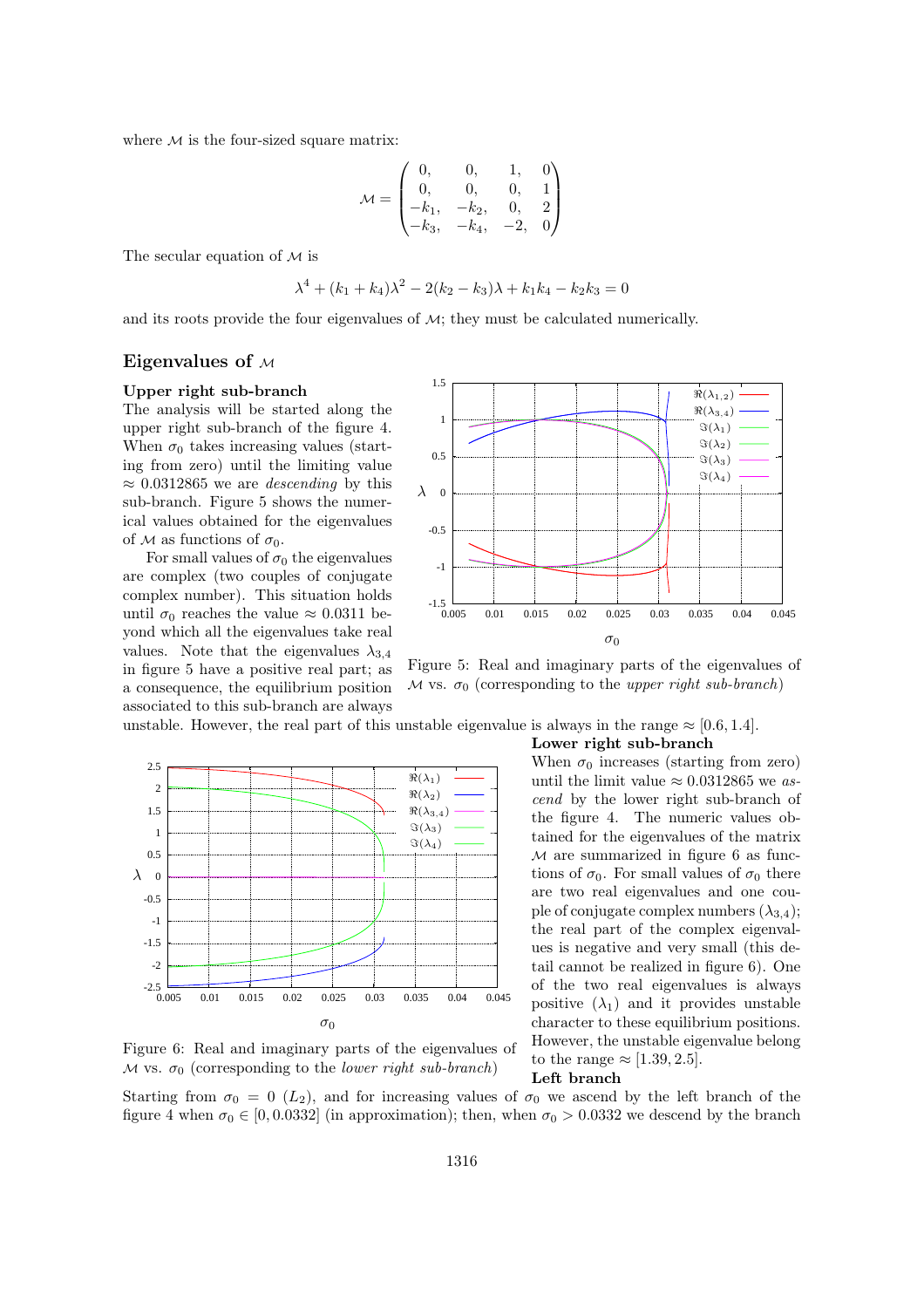where $\mathcal{M}$ is the four-sized square matrix:

$$\mathcal{M} = \begin{pmatrix} 0, & 0, & 1, & 0 \\ 0, & 0, & 0, & 1 \\ -k_1, & -k_2, & 0, & 2 \\ -k_3, & -k_4, & -2, & 0 \end{pmatrix}$$

The secular equation of $\mathcal{M}$ is

$$\lambda^4 + (k_1 + k_4)\lambda^2 - 2(k_2 - k_3)\lambda + k_1 k_4 - k_2 k_3 = 0$$

and its roots provide the four eigenvalues of $\mathcal{M}$; they must be calculated numerically.

## Eigenvalues of $\mathcal{M}$

**Upper right sub-branch**

The analysis will be started along the upper right sub-branch of the figure 4. When $\sigma_0$ takes increasing values (starting from zero) until the limiting value $\approx 0.0312865$ we are *descending* by this sub-branch. Figure 5 shows the numerical values obtained for the eigenvalues of $\mathcal{M}$ as functions of $\sigma_0$.

For small values of $\sigma_0$ the eigenvalues are complex (two couples of conjugate complex number). This situation holds until $\sigma_0$ reaches the value $\approx 0.0311$ beyond which all the eigenvalues take real values. Note that the eigenvalues $\lambda_{3,4}$ in figure 5 have a positive real part; as a consequence, the equilibrium position associated to this sub-branch are always unstable. However, the real part of this unstable eigenvalue is always in the range $\approx [0.6, 1.4]$.

Figure 5: Real and imaginary parts of the eigenvalues of $\mathcal{M}$ vs. $\sigma_0$ (corresponding to the *upper right sub-branch*)

**Lower right sub-branch**

When $\sigma_0$ increases (starting from zero) until the limit value $\approx 0.0312865$ we *ascend* by the lower right sub-branch of the figure 4. The numeric values obtained for the eigenvalues of the matrix $\mathcal{M}$ are summarized in figure 6 as functions of $\sigma_0$. For small values of $\sigma_0$ there are two real eigenvalues and one couple of conjugate complex numbers ($\lambda_{3,4}$); the real part of the complex eigenvalues is negative and very small (this detail cannot be realized in figure 6). One of the two real eigenvalues is always positive ($\lambda_1$) and it provides unstable character to these equilibrium positions. However, the unstable eigenvalue belong to the range $\approx [1.39, 2.5]$.

Figure 6: Real and imaginary parts of the eigenvalues of $\mathcal{M}$ vs. $\sigma_0$ (corresponding to the *lower right sub-branch*)

**Left branch**

Starting from $\sigma_0 = 0$ ($L_2$), and for increasing values of $\sigma_0$ we ascend by the left branch of the figure 4 when $\sigma_0 \in [0, 0.0332]$ (in approximation); then, when $\sigma_0 > 0.0332$ we descend by the branch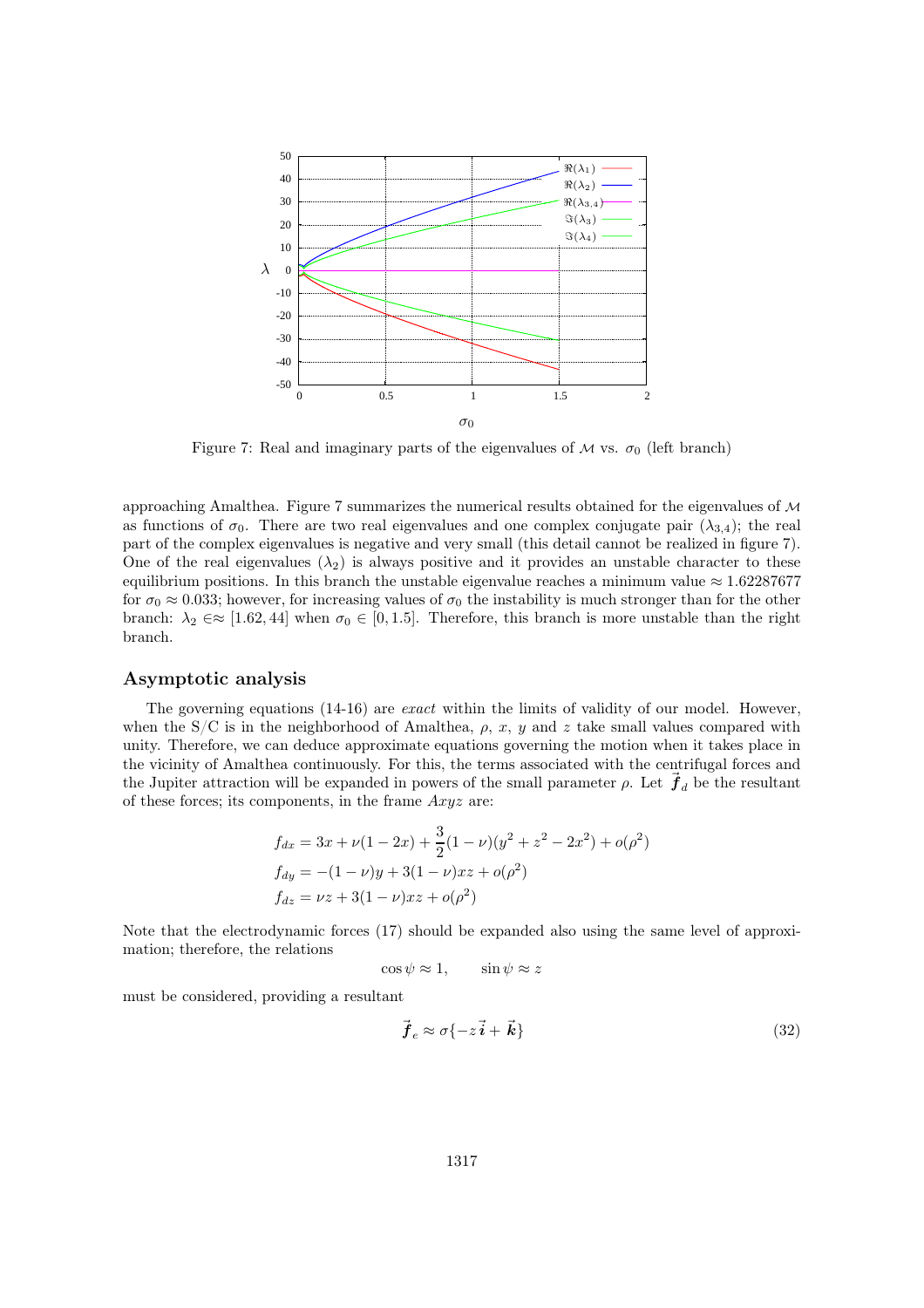Figure 7: Real and imaginary parts of the eigenvalues of $\mathcal{M}$ vs. $\sigma_0$ (left branch)

approaching Amalthea. Figure 7 summarizes the numerical results obtained for the eigenvalues of $\mathcal{M}$ as functions of $\sigma_0$. There are two real eigenvalues and one complex conjugate pair ($\lambda_{3,4}$); the real part of the complex eigenvalues is negative and very small (this detail cannot be realized in figure 7). One of the real eigenvalues ($\lambda_2$) is always positive and it provides an unstable character to these equilibrium positions. In this branch the unstable eigenvalue reaches a minimum value $\approx 1.62287677$ for $\sigma_0 \approx 0.033$; however, for increasing values of $\sigma_0$ the instability is much stronger than for the other branch: $\lambda_2 \in\approx [1.62, 44]$ when $\sigma_0 \in [0, 1.5]$. Therefore, this branch is more unstable than the right branch.

## Asymptotic analysis

The governing equations (14-16) are *exact* within the limits of validity of our model. However, when the S/C is in the neighborhood of Amalthea, $\rho$, $x$, $y$ and $z$ take small values compared with unity. Therefore, we can deduce approximate equations governing the motion when it takes place in the vicinity of Amalthea continuously. For this, the terms associated with the centrifugal forces and the Jupiter attraction will be expanded in powers of the small parameter $\rho$. Let $\vec{\boldsymbol{f}}_d$ be the resultant of these forces; its components, in the frame $Axyz$ are:

$$f_{dx} = 3x + \nu(1-2x) + \frac{3}{2}(1-\nu)(y^2+z^2-2x^2) + o(\rho^2)$$

$$f_{dy} = -(1-\nu)y + 3(1-\nu)xz + o(\rho^2)$$

$$f_{dz} = \nu z + 3(1-\nu)xz + o(\rho^2)$$

Note that the electrodynamic forces (17) should be expanded also using the same level of approximation; therefore, the relations

$$\cos\psi \approx 1, \qquad \sin\psi \approx z$$

must be considered, providing a resultant

$$\vec{\boldsymbol{f}}_e \approx \sigma\{-z\vec{\boldsymbol{i}} + \vec{\boldsymbol{k}}\} \tag{32}$$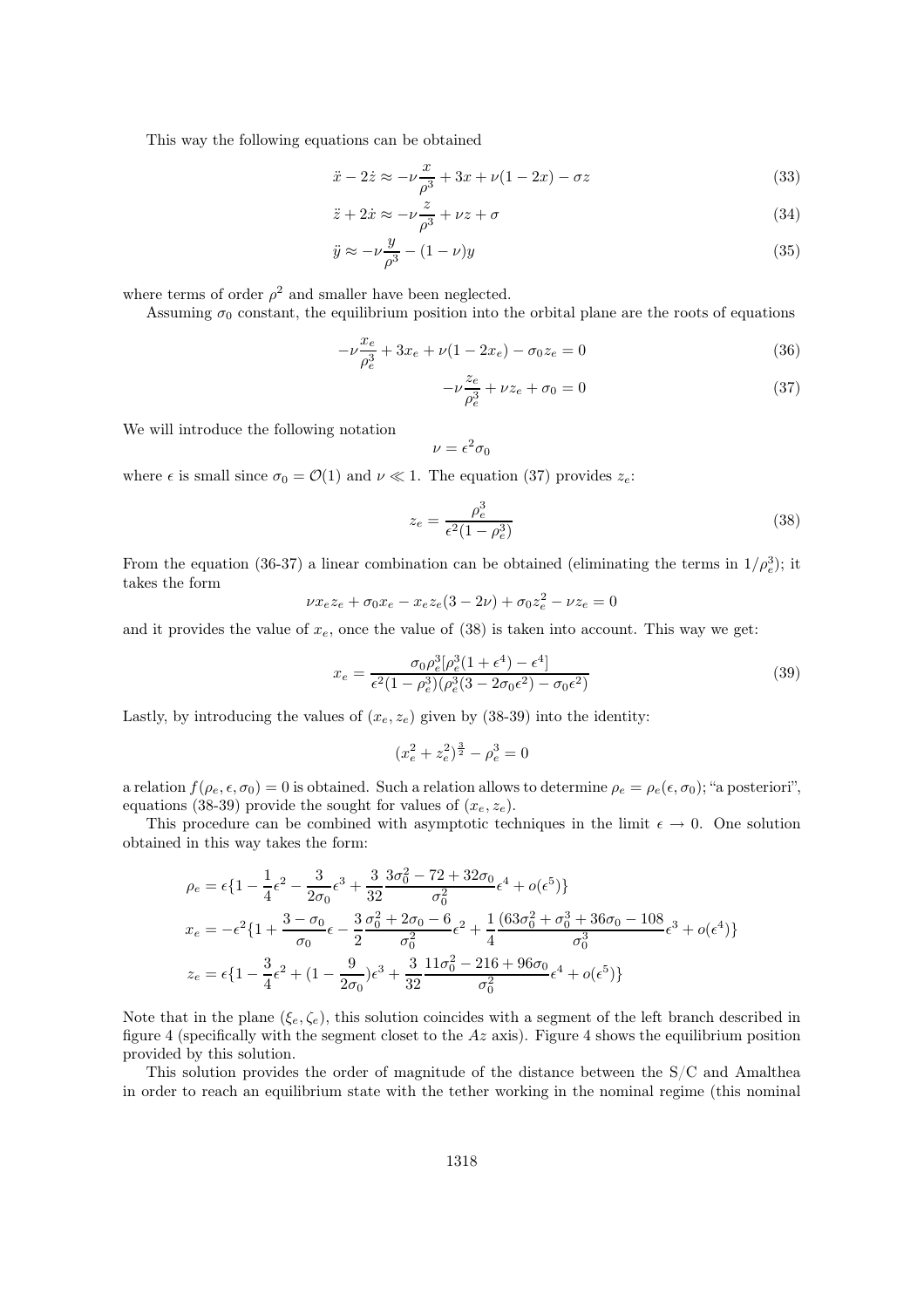This way the following equations can be obtained

$$\ddot{x} - 2\dot{z} \approx -\nu \frac{x}{\rho^3} + 3x + \nu(1 - 2x) - \sigma z \tag{33}$$

$$\ddot{z} + 2\dot{x} \approx -\nu \frac{z}{\rho^3} + \nu z + \sigma \tag{34}$$

$$\ddot{y} \approx -\nu \frac{y}{\rho^3} - (1 - \nu) y \tag{35}$$

where terms of order $\rho^2$ and smaller have been neglected.

Assuming $\sigma_0$ constant, the equilibrium position into the orbital plane are the roots of equations

$$-\nu \frac{x_e}{\rho_e^3} + 3x_e + \nu(1 - 2x_e) - \sigma_0 z_e = 0 \tag{36}$$

$$-\nu \frac{z_e}{\rho_e^3} + \nu z_e + \sigma_0 = 0 \tag{37}$$

We will introduce the following notation

$$\nu = \epsilon^2 \sigma_0$$

where $\epsilon$ is small since $\sigma_0 = \mathcal{O}(1)$ and $\nu \ll 1$. The equation (37) provides $z_e$:

$$z_e = \frac{\rho_e^3}{\epsilon^2 (1 - \rho_e^3)} \tag{38}$$

From the equation (36-37) a linear combination can be obtained (eliminating the terms in $1/\rho_e^3$); it takes the form

$$\nu x_e z_e + \sigma_0 x_e - x_e z_e (3 - 2\nu) + \sigma_0 z_e^2 - \nu z_e = 0$$

and it provides the value of $x_e$, once the value of (38) is taken into account. This way we get:

$$x_e = \frac{\sigma_0 \rho_e^3 [\rho_e^3 (1 + \epsilon^4) - \epsilon^4]}{\epsilon^2 (1 - \rho_e^3)(\rho_e^3 (3 - 2\sigma_0 \epsilon^2) - \sigma_0 \epsilon^2)} \tag{39}$$

Lastly, by introducing the values of $(x_e, z_e)$ given by (38-39) into the identity:

$$(x_e^2 + z_e^2)^{\frac{3}{2}} - \rho_e^3 = 0$$

a relation $f(\rho_e, \epsilon, \sigma_0) = 0$ is obtained. Such a relation allows to determine $\rho_e = \rho_e(\epsilon, \sigma_0)$; "a posteriori", equations (38-39) provide the sought for values of $(x_e, z_e)$.

This procedure can be combined with asymptotic techniques in the limit $\epsilon \to 0$. One solution obtained in this way takes the form:

$$\rho_e = \epsilon \{1 - \frac{1}{4}\epsilon^2 - \frac{3}{2\sigma_0}\epsilon^3 + \frac{3}{32}\frac{3\sigma_0^2 - 72 + 32\sigma_0}{\sigma_0^2}\epsilon^4 + o(\epsilon^5)\}$$

$$x_e = -\epsilon^2 \{1 + \frac{3 - \sigma_0}{\sigma_0}\epsilon - \frac{3}{2}\frac{\sigma_0^2 + 2\sigma_0 - 6}{\sigma_0^2}\epsilon^2 + \frac{1}{4}\frac{(63\sigma_0^2 + \sigma_0^3 + 36\sigma_0 - 108}{\sigma_0^3}\epsilon^3 + o(\epsilon^4)\}$$

$$z_e = \epsilon \{1 - \frac{3}{4}\epsilon^2 + (1 - \frac{9}{2\sigma_0})\epsilon^3 + \frac{3}{32}\frac{11\sigma_0^2 - 216 + 96\sigma_0}{\sigma_0^2}\epsilon^4 + o(\epsilon^5)\}$$

Note that in the plane $(\xi_e, \zeta_e)$, this solution coincides with a segment of the left branch described in figure 4 (specifically with the segment closet to the $Az$ axis). Figure 4 shows the equilibrium position provided by this solution.

This solution provides the order of magnitude of the distance between the S/C and Amalthea in order to reach an equilibrium state with the tether working in the nominal regime (this nominal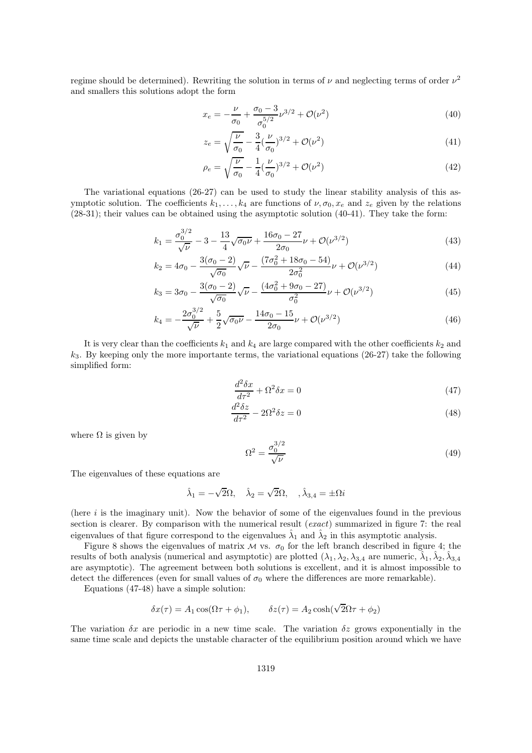regime should be determined). Rewriting the solution in terms of $\nu$ and neglecting terms of order $\nu^2$ and smallers this solutions adopt the form

$$x_e = -\frac{\nu}{\sigma_0} + \frac{\sigma_0 - 3}{\sigma_0^{5/2}}\nu^{3/2} + \mathcal{O}(\nu^2) \tag{40}$$

$$z_e = \sqrt{\frac{\nu}{\sigma_0}} - \frac{3}{4}(\frac{\nu}{\sigma_0})^{3/2} + \mathcal{O}(\nu^2) \tag{41}$$

$$\rho_e = \sqrt{\frac{\nu}{\sigma_0}} - \frac{1}{4}(\frac{\nu}{\sigma_0})^{3/2} + \mathcal{O}(\nu^2) \tag{42}$$

The variational equations (26-27) can be used to study the linear stability analysis of this asymptotic solution. The coefficients $k_1, \ldots, k_4$ are functions of $\nu, \sigma_0, x_e$ and $z_e$ given by the relations (28-31); their values can be obtained using the asymptotic solution (40-41). They take the form:

$$k_1 = \frac{\sigma_0^{3/2}}{\sqrt{\nu}} - 3 - \frac{13}{4}\sqrt{\sigma_0\nu} + \frac{16\sigma_0 - 27}{2\sigma_0}\nu + \mathcal{O}(\nu^{3/2}) \tag{43}$$

$$k_2 = 4\sigma_0 - \frac{3(\sigma_0 - 2)}{\sqrt{\sigma_0}}\sqrt{\nu} - \frac{(7\sigma_0^2 + 18\sigma_0 - 54)}{2\sigma_0^2}\nu + \mathcal{O}(\nu^{3/2}) \tag{44}$$

$$k_3 = 3\sigma_0 - \frac{3(\sigma_0 - 2)}{\sqrt{\sigma_0}}\sqrt{\nu} - \frac{(4\sigma_0^2 + 9\sigma_0 - 27)}{\sigma_0^2}\nu + \mathcal{O}(\nu^{3/2}) \tag{45}$$

$$k_4 = -\frac{2\sigma_0^{3/2}}{\sqrt{\nu}} + \frac{5}{2}\sqrt{\sigma_0\nu} - \frac{14\sigma_0 - 15}{2\sigma_0}\nu + \mathcal{O}(\nu^{3/2}) \tag{46}$$

It is very clear than the coefficients $k_1$ and $k_4$ are large compared with the other coefficients $k_2$ and $k_3$. By keeping only the more importante terms, the variational equations (26-27) take the following simplified form:

$$\frac{d^2\delta x}{d\tau^2} + \Omega^2\delta x = 0 \tag{47}$$

$$\frac{d^2\delta z}{d\tau^2} - 2\Omega^2\delta z = 0 \tag{48}$$

where $\Omega$ is given by

$$\Omega^2 = \frac{\sigma_0^{3/2}}{\sqrt{\nu}} \tag{49}$$

The eigenvalues of these equations are

$$\hat{\lambda}_1 = -\sqrt{2}\Omega, \quad \hat{\lambda}_2 = \sqrt{2}\Omega, \quad , \hat{\lambda}_{3,4} = \pm\Omega i$$

(here $i$ is the imaginary unit). Now the behavior of some of the eigenvalues found in the previous section is clearer. By comparison with the numerical result (*exact*) summarized in figure 7: the real eigenvalues of that figure correspond to the eigenvalues $\hat{\lambda}_1$ and $\hat{\lambda}_2$ in this asymptotic analysis.

Figure 8 shows the eigenvalues of matrix $\mathcal{M}$ vs. $\sigma_0$ for the left branch described in figure 4; the results of both analysis (numerical and asymptotic) are plotted ($\lambda_1, \lambda_2, \lambda_{3,4}$ are numeric, $\hat{\lambda}_1, \hat{\lambda}_2, \hat{\lambda}_{3,4}$ are asymptotic). The agreement between both solutions is excellent, and it is almost impossible to detect the differences (even for small values of $\sigma_0$ where the differences are more remarkable).

Equations (47-48) have a simple solution:

$$\delta x(\tau) = A_1\cos(\Omega\tau + \phi_1), \qquad \delta z(\tau) = A_2\cosh(\sqrt{2}\Omega\tau + \phi_2)$$

The variation $\delta x$ are periodic in a new time scale. The variation $\delta z$ grows exponentially in the same time scale and depicts the unstable character of the equilibrium position around which we have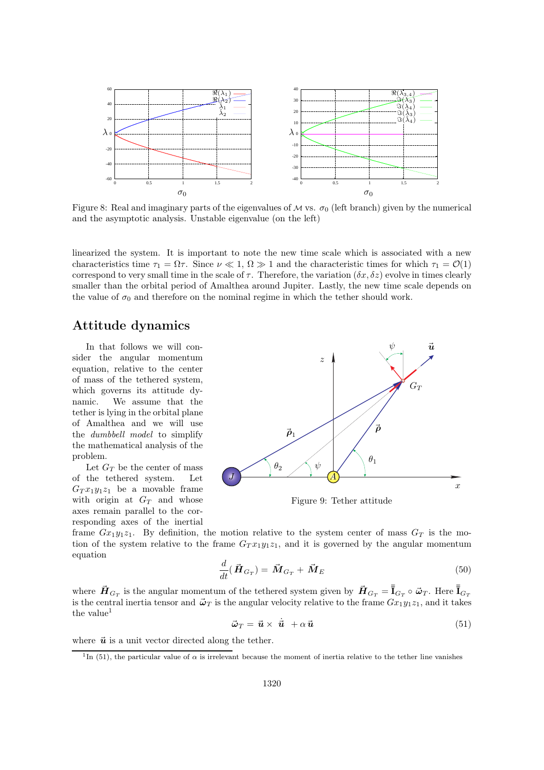Figure 8: Real and imaginary parts of the eigenvalues of $\mathcal{M}$ vs. $\sigma_0$ (left branch) given by the numerical and the asymptotic analysis. Unstable eigenvalue (on the left)

linearized the system. It is important to note the new time scale which is associated with a new characteristics time $\tau_1 = \Omega\tau$. Since $\nu \ll 1$, $\Omega \gg 1$ and the characteristic times for which $\tau_1 = \mathcal{O}(1)$ correspond to very small time in the scale of $\tau$. Therefore, the variation $(\delta x, \delta z)$ evolve in times clearly smaller than the orbital period of Amalthea around Jupiter. Lastly, the new time scale depends on the value of $\sigma_0$ and therefore on the nominal regime in which the tether should work.

## Attitude dynamics

In that follows we will consider the angular momentum equation, relative to the center of mass of the tethered system, which governs its attitude dynamic. We assume that the tether is lying in the orbital plane of Amalthea and we will use the *dumbbell model* to simplify the mathematical analysis of the problem.

Let $G_T$ be the center of mass of the tethered system. Let $G_T x_1 y_1 z_1$ be a movable frame with origin at $G_T$ and whose axes remain parallel to the corresponding axes of the inertial frame $G x_1 y_1 z_1$. By definition, the motion relative to the system center of mass $G_T$ is the motion of the system relative to the frame $G_T x_1 y_1 z_1$, and it is governed by the angular momentum equation

Figure 9: Tether attitude

$$\frac{d}{dt}(\vec{\boldsymbol{H}}_{G_T}) = \vec{\boldsymbol{M}}_{G_T} + \vec{\boldsymbol{M}}_E \tag{50}$$

where $\vec{\boldsymbol{H}}_{G_T}$ is the angular momentum of the tethered system given by $\vec{\boldsymbol{H}}_{G_T} = \bar{\bar{\mathbf{I}}}_{G_T} \circ \vec{\boldsymbol{\omega}}_T$. Here $\bar{\bar{\mathbf{I}}}_{G_T}$ is the central inertia tensor and $\vec{\boldsymbol{\omega}}_T$ is the angular velocity relative to the frame $G x_1 y_1 z_1$, and it takes the value[1]

$$\vec{\boldsymbol{\omega}}_T = \vec{\boldsymbol{u}} \times \dot{\vec{\boldsymbol{u}}} + \alpha \vec{\boldsymbol{u}} \tag{51}$$

where $\vec{\boldsymbol{u}}$ is a unit vector directed along the tether.

[1] In (51), the particular value of $\alpha$ is irrelevant because the moment of inertia relative to the tether line vanishes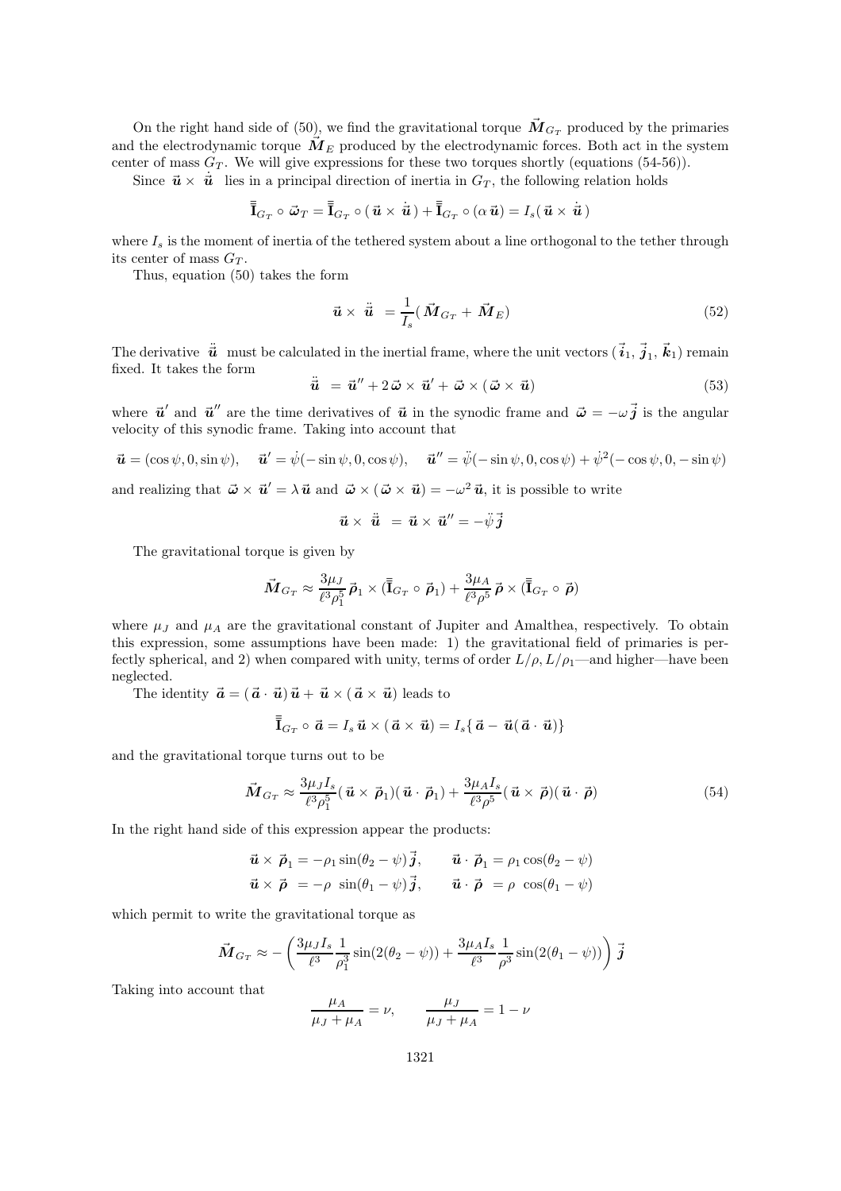On the right hand side of (50), we find the gravitational torque $\vec{M}_{G_T}$ produced by the primaries and the electrodynamic torque $\vec{M}_E$ produced by the electrodynamic forces. Both act in the system center of mass $G_T$. We will give expressions for these two torques shortly (equations (54-56)).

Since $\vec{u} \times \dot{\vec{u}}$ lies in a principal direction of inertia in $G_T$, the following relation holds

$$\bar{\bar{\mathbf{I}}}_{G_T} \circ \vec{\omega}_T = \bar{\bar{\mathbf{I}}}_{G_T} \circ (\vec{u} \times \dot{\vec{u}}) + \bar{\bar{\mathbf{I}}}_{G_T} \circ (\alpha \vec{u}) = I_s (\vec{u} \times \dot{\vec{u}})$$

where $I_s$ is the moment of inertia of the tethered system about a line orthogonal to the tether through its center of mass $G_T$.

Thus, equation (50) takes the form

$$\vec{u} \times \ddot{\vec{u}} = \frac{1}{I_s} (\vec{M}_{G_T} + \vec{M}_E) \tag{52}$$

The derivative $\ddot{\vec{u}}$ must be calculated in the inertial frame, where the unit vectors $(\vec{i}_1, \vec{j}_1, \vec{k}_1)$ remain fixed. It takes the form

$$\ddot{\vec{u}} = \vec{u}'' + 2 \vec{\omega} \times \vec{u}' + \vec{\omega} \times (\vec{\omega} \times \vec{u}) \tag{53}$$

where $\vec{u}'$ and $\vec{u}''$ are the time derivatives of $\vec{u}$ in the synodic frame and $\vec{\omega} = -\omega \vec{j}$ is the angular velocity of this synodic frame. Taking into account that

$$\vec{u} = (\cos\psi, 0, \sin\psi), \quad \vec{u}' = \dot{\psi}(-\sin\psi, 0, \cos\psi), \quad \vec{u}'' = \ddot{\psi}(-\sin\psi, 0, \cos\psi) + \dot{\psi}^2(-\cos\psi, 0, -\sin\psi)$$

and realizing that $\vec{\omega} \times \vec{u}' = \lambda \vec{u}$ and $\vec{\omega} \times (\vec{\omega} \times \vec{u}) = -\omega^2 \vec{u}$, it is possible to write

$$\vec{u} \times \ddot{\vec{u}} = \vec{u} \times \vec{u}'' = -\ddot{\psi} \vec{j}$$

The gravitational torque is given by

$$\vec{M}_{G_T} \approx \frac{3\mu_J}{\ell^3 \rho_1^5} \vec{\rho}_1 \times (\bar{\bar{\mathbf{I}}}_{G_T} \circ \vec{\rho}_1) + \frac{3\mu_A}{\ell^3 \rho^5} \vec{\rho} \times (\bar{\bar{\mathbf{I}}}_{G_T} \circ \vec{\rho})$$

where $\mu_J$ and $\mu_A$ are the gravitational constant of Jupiter and Amalthea, respectively. To obtain this expression, some assumptions have been made: 1) the gravitational field of primaries is perfectly spherical, and 2) when compared with unity, terms of order $L/\rho, L/\rho_1$—and higher—have been neglected.

The identity $\vec{a} = (\vec{a} \cdot \vec{u}) \vec{u} + \vec{u} \times (\vec{a} \times \vec{u})$ leads to

$$\bar{\bar{\mathbf{I}}}_{G_T} \circ \vec{a} = I_s \vec{u} \times (\vec{a} \times \vec{u}) = I_s \{ \vec{a} - \vec{u} (\vec{a} \cdot \vec{u}) \}$$

and the gravitational torque turns out to be

$$\vec{M}_{G_T} \approx \frac{3\mu_J I_s}{\ell^3 \rho_1^5} (\vec{u} \times \vec{\rho}_1)(\vec{u} \cdot \vec{\rho}_1) + \frac{3\mu_A I_s}{\ell^3 \rho^5} (\vec{u} \times \vec{\rho})(\vec{u} \cdot \vec{\rho}) \tag{54}$$

In the right hand side of this expression appear the products:

$$\vec{u} \times \vec{\rho}_1 = -\rho_1 \sin(\theta_2 - \psi) \vec{j}, \qquad \vec{u} \cdot \vec{\rho}_1 = \rho_1 \cos(\theta_2 - \psi)$$

$$\vec{u} \times \vec{\rho} = -\rho \sin(\theta_1 - \psi) \vec{j}, \qquad \vec{u} \cdot \vec{\rho} = \rho \cos(\theta_1 - \psi)$$

which permit to write the gravitational torque as

$$\vec{M}_{G_T} \approx -\left( \frac{3\mu_J I_s}{\ell^3} \frac{1}{\rho_1^3} \sin(2(\theta_2 - \psi)) + \frac{3\mu_A I_s}{\ell^3} \frac{1}{\rho^3} \sin(2(\theta_1 - \psi)) \right) \vec{j}$$

Taking into account that

$$\frac{\mu_A}{\mu_J + \mu_A} = \nu, \qquad \frac{\mu_J}{\mu_J + \mu_A} = 1 - \nu$$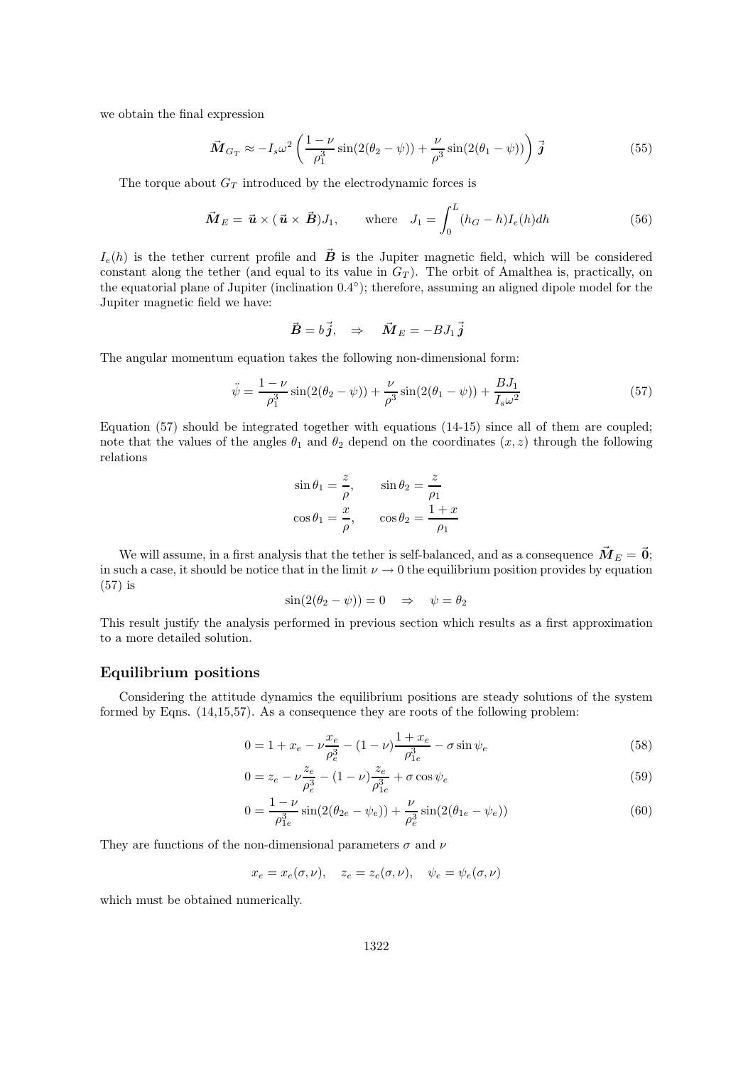we obtain the final expression

$$\vec{\boldsymbol{M}}_{G_T} \approx -I_s\omega^2 \left( \frac{1-\nu}{\rho_1^3} \sin(2(\theta_2 - \psi)) + \frac{\nu}{\rho^3} \sin(2(\theta_1 - \psi)) \right) \vec{\boldsymbol{j}} \tag{55}$$

The torque about $G_T$ introduced by the electrodynamic forces is

$$\vec{\boldsymbol{M}}_E = \vec{\boldsymbol{u}} \times (\vec{\boldsymbol{u}} \times \vec{\boldsymbol{B}}) J_1, \qquad \text{where} \quad J_1 = \int_0^L (h_G - h) I_e(h) dh \tag{56}$$

$I_e(h)$ is the tether current profile and $\vec{\boldsymbol{B}}$ is the Jupiter magnetic field, which will be considered constant along the tether (and equal to its value in $G_T$). The orbit of Amalthea is, practically, on the equatorial plane of Jupiter (inclination 0.4°); therefore, assuming an aligned dipole model for the Jupiter magnetic field we have:

$$\vec{\boldsymbol{B}} = b\vec{\boldsymbol{j}}, \quad \Rightarrow \quad \vec{\boldsymbol{M}}_E = -BJ_1\vec{\boldsymbol{j}}$$

The angular momentum equation takes the following non-dimensional form:

$$\ddot{\psi} = \frac{1-\nu}{\rho_1^3} \sin(2(\theta_2 - \psi)) + \frac{\nu}{\rho^3} \sin(2(\theta_1 - \psi)) + \frac{BJ_1}{I_s\omega^2} \tag{57}$$

Equation (57) should be integrated together with equations (14-15) since all of them are coupled; note that the values of the angles $\theta_1$ and $\theta_2$ depend on the coordinates $(x, z)$ through the following relations

$$\sin\theta_1 = \frac{z}{\rho}, \qquad \sin\theta_2 = \frac{z}{\rho_1}$$

$$\cos\theta_1 = \frac{x}{\rho}, \qquad \cos\theta_2 = \frac{1+x}{\rho_1}$$

We will assume, in a first analysis that the tether is self-balanced, and as a consequence $\vec{\boldsymbol{M}}_E = \vec{\boldsymbol{0}}$; in such a case, it should be notice that in the limit $\nu \to 0$ the equilibrium position provides by equation (57) is

$$\sin(2(\theta_2 - \psi)) = 0 \quad \Rightarrow \quad \psi = \theta_2$$

This result justify the analysis performed in previous section which results as a first approximation to a more detailed solution.

## Equilibrium positions

Considering the attitude dynamics the equilibrium positions are steady solutions of the system formed by Eqns. (14,15,57). As a consequence they are roots of the following problem:

$$0 = 1 + x_e - \nu\frac{x_e}{\rho_e^3} - (1-\nu)\frac{1+x_e}{\rho_{1e}^3} - \sigma\sin\psi_e \tag{58}$$

$$0 = z_e - \nu\frac{z_e}{\rho_e^3} - (1-\nu)\frac{z_e}{\rho_{1e}^3} + \sigma\cos\psi_e \tag{59}$$

$$0 = \frac{1-\nu}{\rho_{1e}^3} \sin(2(\theta_{2e} - \psi_e)) + \frac{\nu}{\rho_e^3} \sin(2(\theta_{1e} - \psi_e)) \tag{60}$$

They are functions of the non-dimensional parameters $\sigma$ and $\nu$

$$x_e = x_e(\sigma, \nu), \quad z_e = z_e(\sigma, \nu), \quad \psi_e = \psi_e(\sigma, \nu)$$

which must be obtained numerically.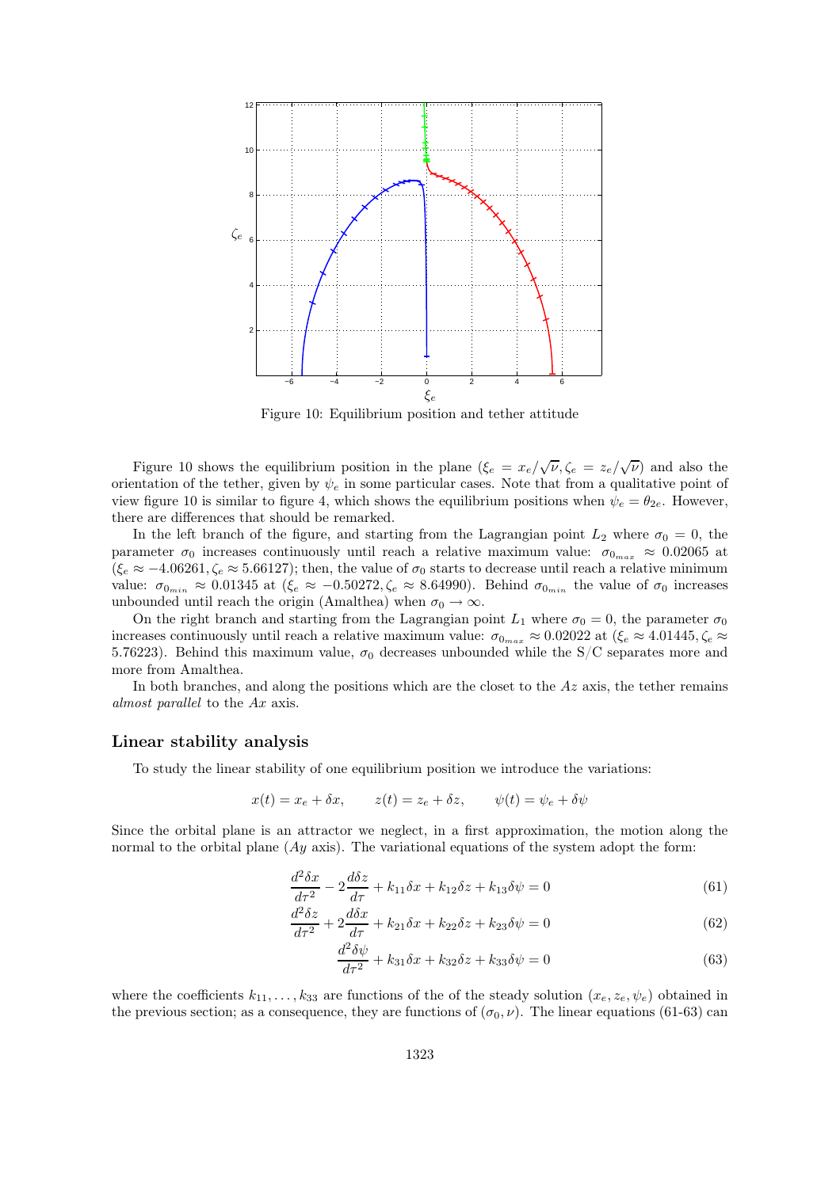Figure 10: Equilibrium position and tether attitude

Figure 10 shows the equilibrium position in the plane ($\xi_e = x_e/\sqrt{\nu}, \zeta_e = z_e/\sqrt{\nu}$) and also the orientation of the tether, given by $\psi_e$ in some particular cases. Note that from a qualitative point of view figure 10 is similar to figure 4, which shows the equilibrium positions when $\psi_e = \theta_{2e}$. However, there are differences that should be remarked.

In the left branch of the figure, and starting from the Lagrangian point $L_2$ where $\sigma_0 = 0$, the parameter $\sigma_0$ increases continuously until reach a relative maximum value: $\sigma_{0_{max}} \approx 0.02065$ at ($\xi_e \approx -4.06261, \zeta_e \approx 5.66127$); then, the value of $\sigma_0$ starts to decrease until reach a relative minimum value: $\sigma_{0_{min}} \approx 0.01345$ at ($\xi_e \approx -0.50272, \zeta_e \approx 8.64990$). Behind $\sigma_{0_{min}}$ the value of $\sigma_0$ increases unbounded until reach the origin (Amalthea) when $\sigma_0 \to \infty$.

On the right branch and starting from the Lagrangian point $L_1$ where $\sigma_0 = 0$, the parameter $\sigma_0$ increases continuously until reach a relative maximum value: $\sigma_{0_{max}} \approx 0.02022$ at ($\xi_e \approx 4.01445, \zeta_e \approx 5.76223$). Behind this maximum value, $\sigma_0$ decreases unbounded while the S/C separates more and more from Amalthea.

In both branches, and along the positions which are the closet to the $Az$ axis, the tether remains *almost parallel* to the $Ax$ axis.

## Linear stability analysis

To study the linear stability of one equilibrium position we introduce the variations:

$$x(t) = x_e + \delta x, \qquad z(t) = z_e + \delta z, \qquad \psi(t) = \psi_e + \delta\psi$$

Since the orbital plane is an attractor we neglect, in a first approximation, the motion along the normal to the orbital plane ($Ay$ axis). The variational equations of the system adopt the form:

$$\frac{d^2\delta x}{d\tau^2} - 2\frac{d\delta z}{d\tau} + k_{11}\delta x + k_{12}\delta z + k_{13}\delta\psi = 0 \tag{61}$$

$$\frac{d^2\delta z}{d\tau^2} + 2\frac{d\delta x}{d\tau} + k_{21}\delta x + k_{22}\delta z + k_{23}\delta\psi = 0 \tag{62}$$

$$\frac{d^2\delta\psi}{d\tau^2} + k_{31}\delta x + k_{32}\delta z + k_{33}\delta\psi = 0 \tag{63}$$

where the coefficients $k_{11}, \ldots, k_{33}$ are functions of the of the steady solution $(x_e, z_e, \psi_e)$ obtained in the previous section; as a consequence, they are functions of $(\sigma_0, \nu)$. The linear equations (61-63) can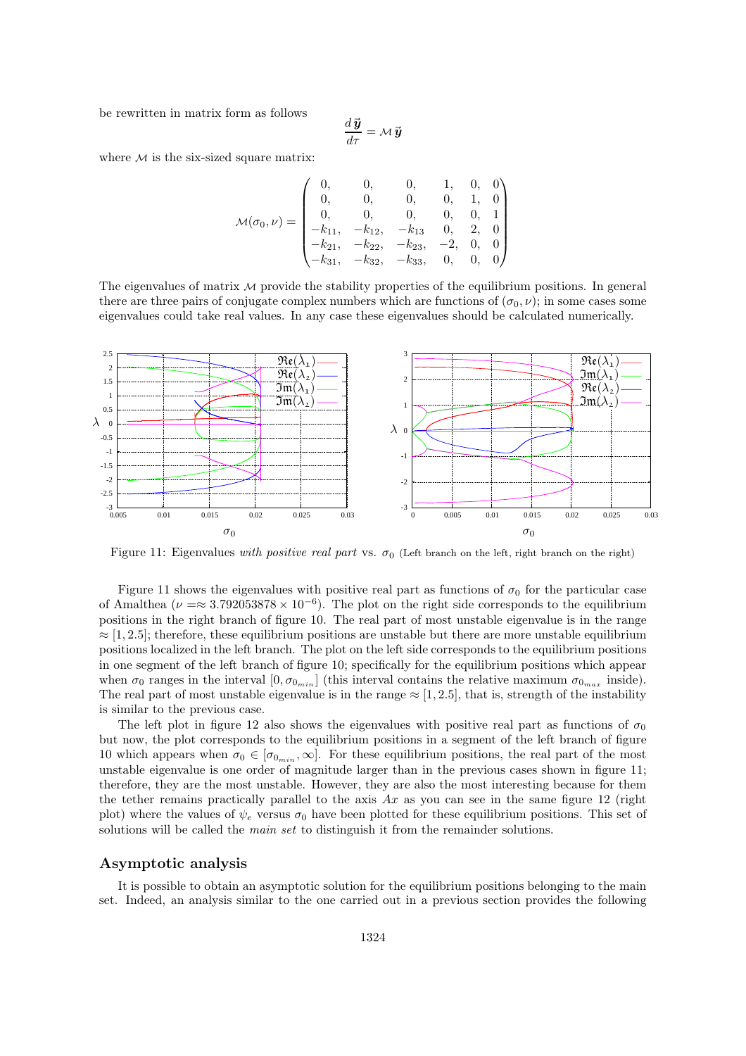be rewritten in matrix form as follows

$$\frac{d\vec{\boldsymbol{y}}}{d\tau} = \mathcal{M}\,\vec{\boldsymbol{y}}$$

where $\mathcal{M}$ is the six-sized square matrix:

$$\mathcal{M}(\sigma_0, \nu) = \begin{pmatrix} 0, & 0, & 0, & 1, & 0, & 0 \\ 0, & 0, & 0, & 0, & 1, & 0 \\ 0, & 0, & 0, & 0, & 0, & 1 \\ -k_{11}, & -k_{12}, & -k_{13} & 0, & 2, & 0 \\ -k_{21}, & -k_{22}, & -k_{23}, & -2, & 0, & 0 \\ -k_{31}, & -k_{32}, & -k_{33}, & 0, & 0, & 0 \end{pmatrix}$$

The eigenvalues of matrix $\mathcal{M}$ provide the stability properties of the equilibrium positions. In general there are three pairs of conjugate complex numbers which are functions of $(\sigma_0, \nu)$; in some cases some eigenvalues could take real values. In any case these eigenvalues should be calculated numerically.

Figure 11: Eigenvalues *with positive real part* vs. $\sigma_0$ (Left branch on the left, right branch on the right)

Figure 11 shows the eigenvalues with positive real part as functions of $\sigma_0$ for the particular case of Amalthea ($\nu = \approx 3.792053878 \times 10^{-6}$). The plot on the right side corresponds to the equilibrium positions in the right branch of figure 10. The real part of most unstable eigenvalue is in the range $\approx [1, 2.5]$; therefore, these equilibrium positions are unstable but there are more unstable equilibrium positions localized in the left branch. The plot on the left side corresponds to the equilibrium positions in one segment of the left branch of figure 10; specifically for the equilibrium positions which appear when $\sigma_0$ ranges in the interval $[0, \sigma_{0_{min}}]$ (this interval contains the relative maximum $\sigma_{0_{max}}$ inside). The real part of most unstable eigenvalue is in the range $\approx [1, 2.5]$, that is, strength of the instability is similar to the previous case.

The left plot in figure 12 also shows the eigenvalues with positive real part as functions of $\sigma_0$ but now, the plot corresponds to the equilibrium positions in a segment of the left branch of figure 10 which appears when $\sigma_0 \in [\sigma_{0_{min}}, \infty]$. For these equilibrium positions, the real part of the most unstable eigenvalue is one order of magnitude larger than in the previous cases shown in figure 11; therefore, they are the most unstable. However, they are also the most interesting because for them the tether remains practically parallel to the axis $Ax$ as you can see in the same figure 12 (right plot) where the values of $\psi_e$ versus $\sigma_0$ have been plotted for these equilibrium positions. This set of solutions will be called the *main set* to distinguish it from the remainder solutions.

## Asymptotic analysis

It is possible to obtain an asymptotic solution for the equilibrium positions belonging to the main set. Indeed, an analysis similar to the one carried out in a previous section provides the following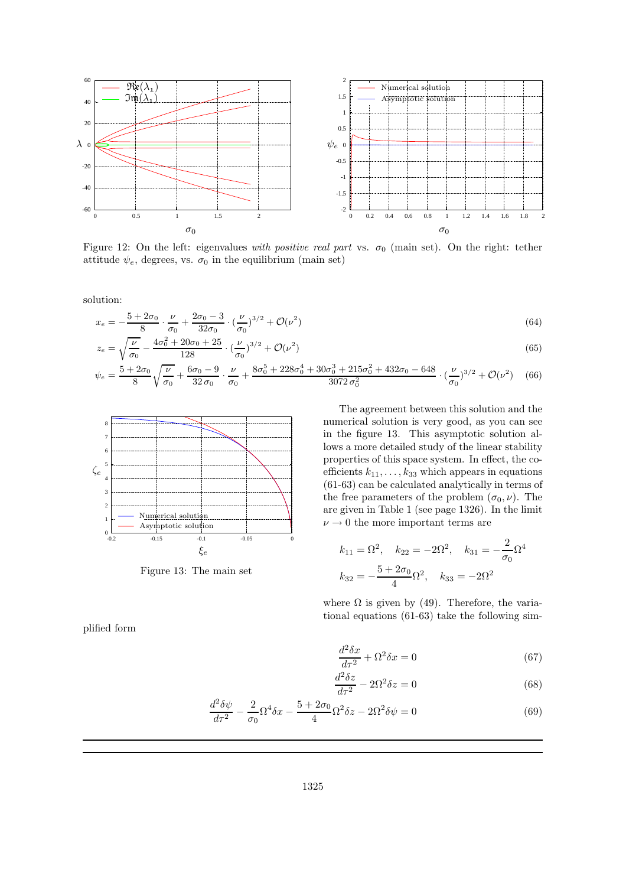Figure 12: On the left: eigenvalues *with positive real part* vs. $\sigma_0$ (main set). On the right: tether attitude $\psi_e$, degrees, vs. $\sigma_0$ in the equilibrium (main set)

solution:

$$x_e = -\frac{5+2\sigma_0}{8}\cdot\frac{\nu}{\sigma_0} + \frac{2\sigma_0-3}{32\sigma_0}\cdot(\frac{\nu}{\sigma_0})^{3/2} + \mathcal{O}(\nu^2) \tag{64}$$

$$z_e = \sqrt{\frac{\nu}{\sigma_0}} - \frac{4\sigma_0^2+20\sigma_0+25}{128}\cdot(\frac{\nu}{\sigma_0})^{3/2} + \mathcal{O}(\nu^2) \tag{65}$$

$$\psi_e = \frac{5+2\sigma_0}{8}\sqrt{\frac{\nu}{\sigma_0}} + \frac{6\sigma_0-9}{32\,\sigma_0}\cdot\frac{\nu}{\sigma_0} + \frac{8\sigma_0^5+228\sigma_0^4+30\sigma_0^3+215\sigma_0^2+432\sigma_0-648}{3072\,\sigma_0^2}\cdot(\frac{\nu}{\sigma_0})^{3/2} + \mathcal{O}(\nu^2) \tag{66}$$

Figure 13: The main set

The agreement between this solution and the numerical solution is very good, as you can see in the figure 13. This asymptotic solution allows a more detailed study of the linear stability properties of this space system. In effect, the coefficients $k_{11},\ldots,k_{33}$ which appears in equations (61-63) can be calculated analytically in terms of the free parameters of the problem $(\sigma_0,\nu)$. The are given in Table 1 (see page 1326). In the limit $\nu \to 0$ the more important terms are

$$k_{11} = \Omega^2, \quad k_{22} = -2\Omega^2, \quad k_{31} = -\frac{2}{\sigma_0}\Omega^4$$

$$k_{32} = -\frac{5+2\sigma_0}{4}\Omega^2, \quad k_{33} = -2\Omega^2$$

where $\Omega$ is given by (49). Therefore, the variational equations (61-63) take the following simplified form

$$\frac{d^2\delta x}{d\tau^2} + \Omega^2\delta x = 0 \tag{67}$$

$$\frac{d^2\delta z}{d\tau^2} - 2\Omega^2\delta z = 0 \tag{68}$$

$$\frac{d^2\delta\psi}{d\tau^2} - \frac{2}{\sigma_0}\Omega^4\delta x - \frac{5+2\sigma_0}{4}\Omega^2\delta z - 2\Omega^2\delta\psi = 0 \tag{69}$$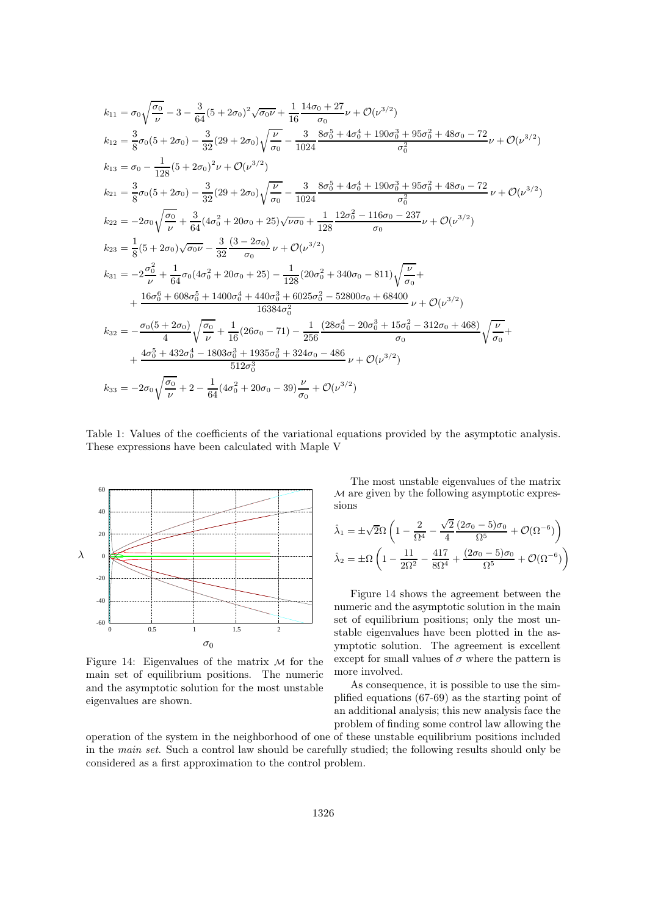$$k_{11} = \sigma_0\sqrt{\frac{\sigma_0}{\nu}} - 3 - \frac{3}{64}(5+2\sigma_0)^2\sqrt{\sigma_0\nu} + \frac{1}{16}\frac{14\sigma_0+27}{\sigma_0}\nu + \mathcal{O}(\nu^{3/2})$$

$$k_{12} = \frac{3}{8}\sigma_0(5+2\sigma_0) - \frac{3}{32}(29+2\sigma_0)\sqrt{\frac{\nu}{\sigma_0}} - \frac{3}{1024}\frac{8\sigma_0^5+4\sigma_0^4+190\sigma_0^3+95\sigma_0^2+48\sigma_0-72}{\sigma_0^2}\nu + \mathcal{O}(\nu^{3/2})$$

$$k_{13} = \sigma_0 - \frac{1}{128}(5+2\sigma_0)^2\nu + \mathcal{O}(\nu^{3/2})$$

$$k_{21} = \frac{3}{8}\sigma_0(5+2\sigma_0) - \frac{3}{32}(29+2\sigma_0)\sqrt{\frac{\nu}{\sigma_0}} - \frac{3}{1024}\frac{8\sigma_0^5+4\sigma_0^4+190\sigma_0^3+95\sigma_0^2+48\sigma_0-72}{\sigma_0^2}\nu + \mathcal{O}(\nu^{3/2})$$

$$k_{22} = -2\sigma_0\sqrt{\frac{\sigma_0}{\nu}} + \frac{3}{64}(4\sigma_0^2+20\sigma_0+25)\sqrt{\nu\sigma_0} + \frac{1}{128}\frac{12\sigma_0^2-116\sigma_0-237}{\sigma_0}\nu + \mathcal{O}(\nu^{3/2})$$

$$k_{23} = \frac{1}{8}(5+2\sigma_0)\sqrt{\sigma_0\nu} - \frac{3}{32}\frac{(3-2\sigma_0)}{\sigma_0}\nu + \mathcal{O}(\nu^{3/2})$$

$$k_{31} = -2\frac{\sigma_0^2}{\nu} + \frac{1}{64}\sigma_0(4\sigma_0^2+20\sigma_0+25) - \frac{1}{128}(20\sigma_0^2+340\sigma_0-811)\sqrt{\frac{\nu}{\sigma_0}} + \frac{16\sigma_0^6+608\sigma_0^5+1400\sigma_0^4+440\sigma_0^3+6025\sigma_0^2-52800\sigma_0+68400}{16384\sigma_0^2}\nu + \mathcal{O}(\nu^{3/2})$$

$$k_{32} = -\frac{\sigma_0(5+2\sigma_0)}{4}\sqrt{\frac{\sigma_0}{\nu}} + \frac{1}{16}(26\sigma_0-71) - \frac{1}{256}\frac{(28\sigma_0^4-20\sigma_0^3+15\sigma_0^2-312\sigma_0+468)}{\sigma_0}\sqrt{\frac{\nu}{\sigma_0}} + \frac{4\sigma_0^5+432\sigma_0^4-1803\sigma_0^3+1935\sigma_0^2+324\sigma_0-486}{512\sigma_0^3}\nu + \mathcal{O}(\nu^{3/2})$$

$$k_{33} = -2\sigma_0\sqrt{\frac{\sigma_0}{\nu}} + 2 - \frac{1}{64}(4\sigma_0^2+20\sigma_0-39)\frac{\nu}{\sigma_0} + \mathcal{O}(\nu^{3/2})$$

Table 1: Values of the coefficients of the variational equations provided by the asymptotic analysis. These expressions have been calculated with Maple V

Figure 14: Eigenvalues of the matrix $\mathcal{M}$ for the main set of equilibrium positions. The numeric and the asymptotic solution for the most unstable eigenvalues are shown.

The most unstable eigenvalues of the matrix $\mathcal{M}$ are given by the following asymptotic expressions

$$\hat{\lambda}_1 = \pm\sqrt{2}\Omega\left(1 - \frac{2}{\Omega^4} - \frac{\sqrt{2}}{4}\frac{(2\sigma_0-5)\sigma_0}{\Omega^5} + \mathcal{O}(\Omega^{-6})\right)$$

$$\hat{\lambda}_2 = \pm\Omega\left(1 - \frac{11}{2\Omega^2} - \frac{417}{8\Omega^4} + \frac{(2\sigma_0-5)\sigma_0}{\Omega^5} + \mathcal{O}(\Omega^{-6})\right)$$

Figure 14 shows the agreement between the numeric and the asymptotic solution in the main set of equilibrium positions; only the most unstable eigenvalues have been plotted in the asymptotic solution. The agreement is excellent except for small values of $\sigma$ where the pattern is more involved.

As consequence, it is possible to use the simplified equations (67-69) as the starting point of an additional analysis; this new analysis face the problem of finding some control law allowing the operation of the system in the neighborhood of one of these unstable equilibrium positions included in the *main set*. Such a control law should be carefully studied; the following results should only be considered as a first approximation to the control problem.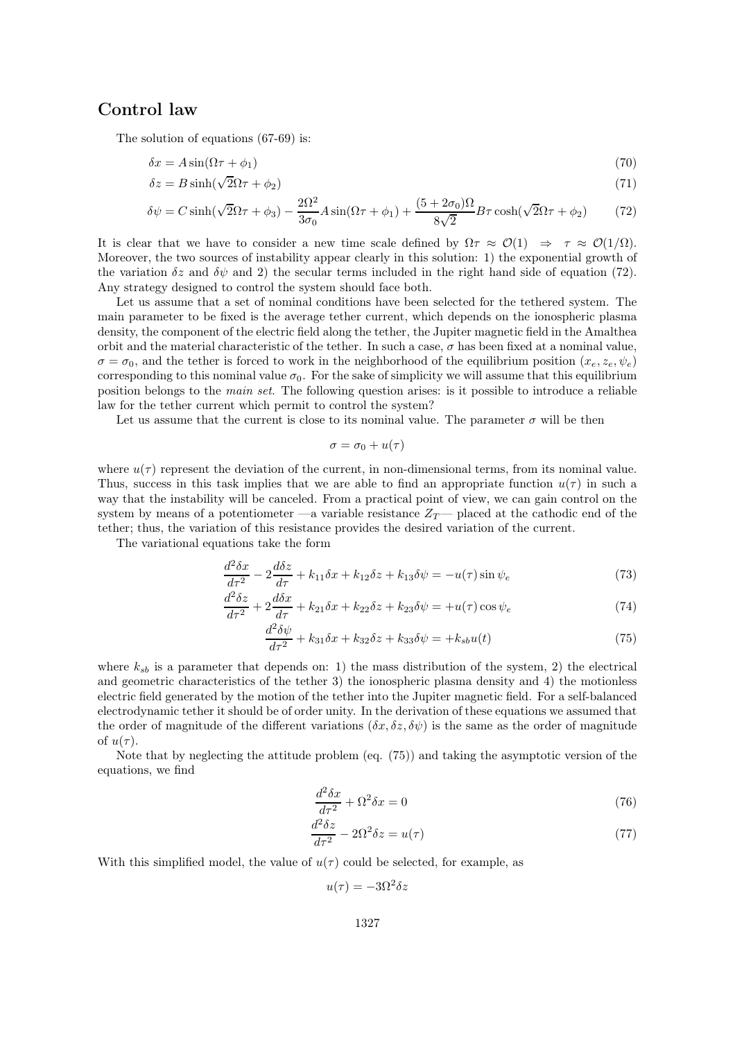## Control law

The solution of equations (67-69) is:

$$\delta x = A \sin(\Omega\tau + \phi_1) \tag{70}$$

$$\delta z = B \sinh(\sqrt{2}\Omega\tau + \phi_2) \tag{71}$$

$$\delta\psi = C \sinh(\sqrt{2}\Omega\tau + \phi_3) - \frac{2\Omega^2}{3\sigma_0} A \sin(\Omega\tau + \phi_1) + \frac{(5 + 2\sigma_0)\Omega}{8\sqrt{2}} B\tau \cosh(\sqrt{2}\Omega\tau + \phi_2) \tag{72}$$

It is clear that we have to consider a new time scale defined by $\Omega\tau \approx \mathcal{O}(1) \Rightarrow \tau \approx \mathcal{O}(1/\Omega)$. Moreover, the two sources of instability appear clearly in this solution: 1) the exponential growth of the variation $\delta z$ and $\delta\psi$ and 2) the secular terms included in the right hand side of equation (72). Any strategy designed to control the system should face both.

Let us assume that a set of nominal conditions have been selected for the tethered system. The main parameter to be fixed is the average tether current, which depends on the ionospheric plasma density, the component of the electric field along the tether, the Jupiter magnetic field in the Amalthea orbit and the material characteristic of the tether. In such a case, $\sigma$ has been fixed at a nominal value, $\sigma = \sigma_0$, and the tether is forced to work in the neighborhood of the equilibrium position $(x_e, z_e, \psi_e)$ corresponding to this nominal value $\sigma_0$. For the sake of simplicity we will assume that this equilibrium position belongs to the *main set*. The following question arises: is it possible to introduce a reliable law for the tether current which permit to control the system?

Let us assume that the current is close to its nominal value. The parameter $\sigma$ will be then

$$\sigma = \sigma_0 + u(\tau)$$

where $u(\tau)$ represent the deviation of the current, in non-dimensional terms, from its nominal value. Thus, success in this task implies that we are able to find an appropriate function $u(\tau)$ in such a way that the instability will be canceled. From a practical point of view, we can gain control on the system by means of a potentiometer —a variable resistance $Z_T$— placed at the cathodic end of the tether; thus, the variation of this resistance provides the desired variation of the current.

The variational equations take the form

$$\frac{d^2\delta x}{d\tau^2} - 2\frac{d\delta z}{d\tau} + k_{11}\delta x + k_{12}\delta z + k_{13}\delta\psi = -u(\tau)\sin\psi_e \tag{73}$$

$$\frac{d^2\delta z}{d\tau^2} + 2\frac{d\delta x}{d\tau} + k_{21}\delta x + k_{22}\delta z + k_{23}\delta\psi = +u(\tau)\cos\psi_e \tag{74}$$

$$\frac{d^2\delta\psi}{d\tau^2} + k_{31}\delta x + k_{32}\delta z + k_{33}\delta\psi = +k_{sb}u(t) \tag{75}$$

where $k_{sb}$ is a parameter that depends on: 1) the mass distribution of the system, 2) the electrical and geometric characteristics of the tether 3) the ionospheric plasma density and 4) the motionless electric field generated by the motion of the tether into the Jupiter magnetic field. For a self-balanced electrodynamic tether it should be of order unity. In the derivation of these equations we assumed that the order of magnitude of the different variations $(\delta x, \delta z, \delta\psi)$ is the same as the order of magnitude of $u(\tau)$.

Note that by neglecting the attitude problem (eq. (75)) and taking the asymptotic version of the equations, we find

$$\frac{d^2\delta x}{d\tau^2} + \Omega^2\delta x = 0 \tag{76}$$

$$\frac{d^2\delta z}{d\tau^2} - 2\Omega^2\delta z = u(\tau) \tag{77}$$

With this simplified model, the value of $u(\tau)$ could be selected, for example, as

$$u(\tau) = -3\Omega^2\delta z$$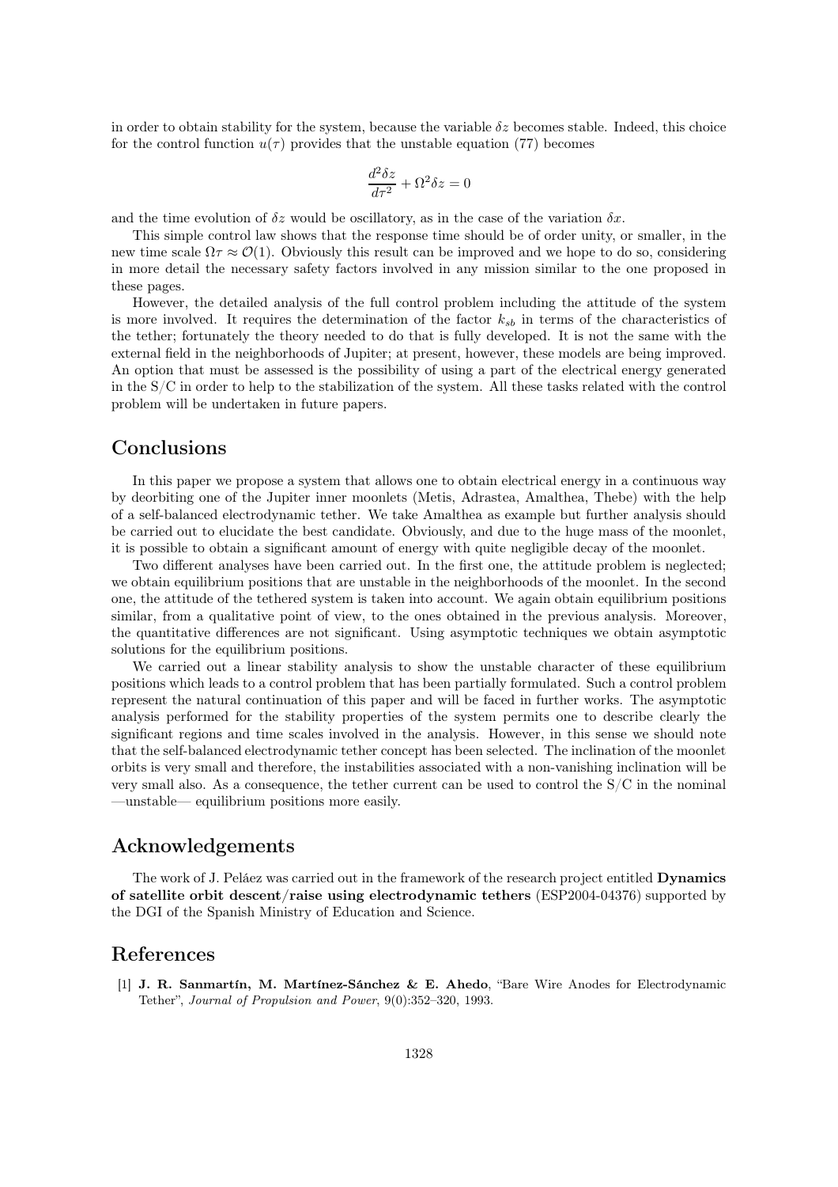in order to obtain stability for the system, because the variable $\delta z$ becomes stable. Indeed, this choice for the control function $u(\tau)$ provides that the unstable equation (77) becomes

$$\frac{d^2\delta z}{d\tau^2} + \Omega^2 \delta z = 0$$

and the time evolution of $\delta z$ would be oscillatory, as in the case of the variation $\delta x$.

This simple control law shows that the response time should be of order unity, or smaller, in the new time scale $\Omega\tau \approx \mathcal{O}(1)$. Obviously this result can be improved and we hope to do so, considering in more detail the necessary safety factors involved in any mission similar to the one proposed in these pages.

However, the detailed analysis of the full control problem including the attitude of the system is more involved. It requires the determination of the factor $k_{sb}$ in terms of the characteristics of the tether; fortunately the theory needed to do that is fully developed. It is not the same with the external field in the neighborhoods of Jupiter; at present, however, these models are being improved. An option that must be assessed is the possibility of using a part of the electrical energy generated in the S/C in order to help to the stabilization of the system. All these tasks related with the control problem will be undertaken in future papers.

## Conclusions

In this paper we propose a system that allows one to obtain electrical energy in a continuous way by deorbiting one of the Jupiter inner moonlets (Metis, Adrastea, Amalthea, Thebe) with the help of a self-balanced electrodynamic tether. We take Amalthea as example but further analysis should be carried out to elucidate the best candidate. Obviously, and due to the huge mass of the moonlet, it is possible to obtain a significant amount of energy with quite negligible decay of the moonlet.

Two different analyses have been carried out. In the first one, the attitude problem is neglected; we obtain equilibrium positions that are unstable in the neighborhoods of the moonlet. In the second one, the attitude of the tethered system is taken into account. We again obtain equilibrium positions similar, from a qualitative point of view, to the ones obtained in the previous analysis. Moreover, the quantitative differences are not significant. Using asymptotic techniques we obtain asymptotic solutions for the equilibrium positions.

We carried out a linear stability analysis to show the unstable character of these equilibrium positions which leads to a control problem that has been partially formulated. Such a control problem represent the natural continuation of this paper and will be faced in further works. The asymptotic analysis performed for the stability properties of the system permits one to describe clearly the significant regions and time scales involved in the analysis. However, in this sense we should note that the self-balanced electrodynamic tether concept has been selected. The inclination of the moonlet orbits is very small and therefore, the instabilities associated with a non-vanishing inclination will be very small also. As a consequence, the tether current can be used to control the S/C in the nominal —unstable— equilibrium positions more easily.

## Acknowledgements

The work of J. Peláez was carried out in the framework of the research project entitled **Dynamics of satellite orbit descent/raise using electrodynamic tethers** (ESP2004-04376) supported by the DGI of the Spanish Ministry of Education and Science.

## References

[1] **J. R. Sanmartín, M. Martínez-Sánchez & E. Ahedo**, "Bare Wire Anodes for Electrodynamic Tether", *Journal of Propulsion and Power*, 9(0):352–320, 1993.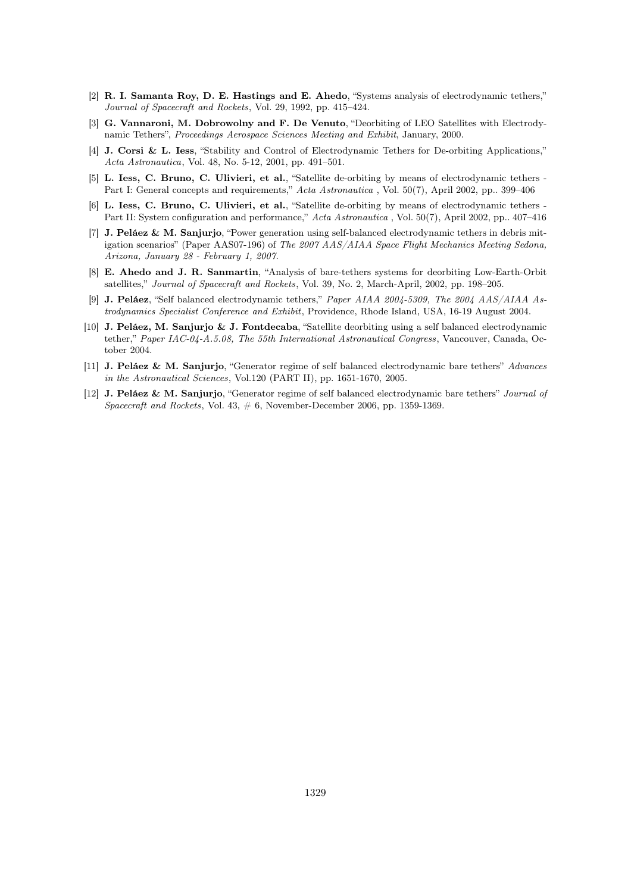[2] **R. I. Samanta Roy, D. E. Hastings and E. Ahedo**, "Systems analysis of electrodynamic tethers," *Journal of Spacecraft and Rockets*, Vol. 29, 1992, pp. 415–424.

[3] **G. Vannaroni, M. Dobrowolny and F. De Venuto**, "Deorbiting of LEO Satellites with Electrodynamic Tethers", *Proceedings Aerospace Sciences Meeting and Exhibit*, January, 2000.

[4] **J. Corsi & L. Iess**, "Stability and Control of Electrodynamic Tethers for De-orbiting Applications," *Acta Astronautica*, Vol. 48, No. 5-12, 2001, pp. 491–501.

[5] **L. Iess, C. Bruno, C. Ulivieri, et al.**, "Satellite de-orbiting by means of electrodynamic tethers - Part I: General concepts and requirements," *Acta Astronautica* , Vol. 50(7), April 2002, pp.. 399–406

[6] **L. Iess, C. Bruno, C. Ulivieri, et al.**, "Satellite de-orbiting by means of electrodynamic tethers - Part II: System configuration and performance," *Acta Astronautica* , Vol. 50(7), April 2002, pp.. 407–416

[7] **J. Peláez & M. Sanjurjo**, "Power generation using self-balanced electrodynamic tethers in debris mitigation scenarios" (Paper AAS07-196) of *The 2007 AAS/AIAA Space Flight Mechanics Meeting Sedona, Arizona, January 28 - February 1, 2007.*

[8] **E. Ahedo and J. R. Sanmartin**, "Analysis of bare-tethers systems for deorbiting Low-Earth-Orbit satellites," *Journal of Spacecraft and Rockets*, Vol. 39, No. 2, March-April, 2002, pp. 198–205.

[9] **J. Peláez**, "Self balanced electrodynamic tethers," *Paper AIAA 2004-5309, The 2004 AAS/AIAA Astrodynamics Specialist Conference and Exhibit*, Providence, Rhode Island, USA, 16-19 August 2004.

[10] **J. Peláez, M. Sanjurjo & J. Fontdecaba**, "Satellite deorbiting using a self balanced electrodynamic tether," *Paper IAC-04-A.5.08, The 55th International Astronautical Congress*, Vancouver, Canada, October 2004.

[11] **J. Peláez & M. Sanjurjo**, "Generator regime of self balanced electrodynamic bare tethers" *Advances in the Astronautical Sciences*, Vol.120 (PART II), pp. 1651-1670, 2005.

[12] **J. Peláez & M. Sanjurjo**, "Generator regime of self balanced electrodynamic bare tethers" *Journal of Spacecraft and Rockets*, Vol. 43, # 6, November-December 2006, pp. 1359-1369.